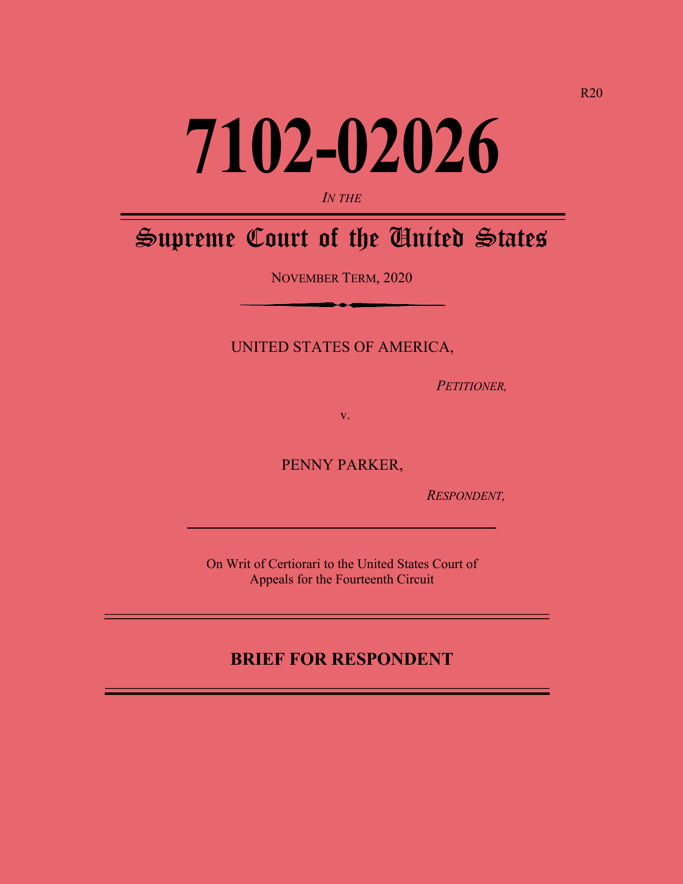R20

# 7102-02026

*IN THE*

## Supreme Court of the United States

NOVEMBER TERM, 2020

UNITED STATES OF AMERICA,

*PETITIONER,*

v.

PENNY PARKER,

*RESPONDENT,*

On Writ of Certiorari to the United States Court of Appeals for the Fourteenth Circuit

## BRIEF FOR RESPONDENT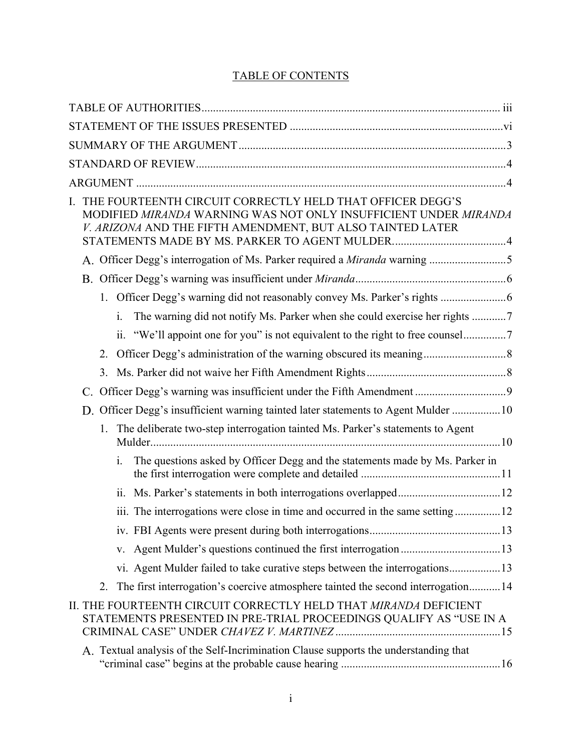# TABLE OF CONTENTS

TABLE OF AUTHORITIES ........................................................................................................ iii

STATEMENT OF THE ISSUES PRESENTED ........................................................................... vi

SUMMARY OF THE ARGUMENT ............................................................................................. 3

STANDARD OF REVIEW ............................................................................................................ 4

ARGUMENT .................................................................................................................................. 4

I. THE FOURTEENTH CIRCUIT CORRECTLY HELD THAT OFFICER DEGG'S MODIFIED *MIRANDA* WARNING WAS NOT ONLY INSUFFICIENT UNDER *MIRANDA V. ARIZONA* AND THE FIFTH AMENDMENT, BUT ALSO TAINTED LATER STATEMENTS MADE BY MS. PARKER TO AGENT MULDER. ....................................... 4

   A. Officer Degg's interrogation of Ms. Parker required a *Miranda* warning ........................... 5

   B. Officer Degg's warning was insufficient under *Miranda* ..................................................... 6

      1. Officer Degg's warning did not reasonably convey Ms. Parker's rights ....................... 6

         i. The warning did not notify Ms. Parker when she could exercise her rights ............ 7

         ii. "We'll appoint one for you" is not equivalent to the right to free counsel ............... 7

      2. Officer Degg's administration of the warning obscured its meaning ............................. 8

      3. Ms. Parker did not waive her Fifth Amendment Rights ................................................. 8

   C. Officer Degg's warning was insufficient under the Fifth Amendment ................................ 9

   D. Officer Degg's insufficient warning tainted later statements to Agent Mulder ................. 10

      1. The deliberate two-step interrogation tainted Ms. Parker's statements to Agent Mulder ........................................................................................................................... 10

         i. The questions asked by Officer Degg and the statements made by Ms. Parker in the first interrogation were complete and detailed ................................................. 11

         ii. Ms. Parker's statements in both interrogations overlapped .................................... 12

         iii. The interrogations were close in time and occurred in the same setting ................ 12

         iv. FBI Agents were present during both interrogations .............................................. 13

         v. Agent Mulder's questions continued the first interrogation ................................... 13

         vi. Agent Mulder failed to take curative steps between the interrogations .................. 13

      2. The first interrogation's coercive atmosphere tainted the second interrogation ........... 14

II. THE FOURTEENTH CIRCUIT CORRECTLY HELD THAT *MIRANDA* DEFICIENT STATEMENTS PRESENTED IN PRE-TRIAL PROCEEDINGS QUALIFY AS "USE IN A CRIMINAL CASE" UNDER *CHAVEZ V. MARTINEZ* .......................................................... 15

   A. Textual analysis of the Self-Incrimination Clause supports the understanding that "criminal case" begins at the probable cause hearing ......................................................... 16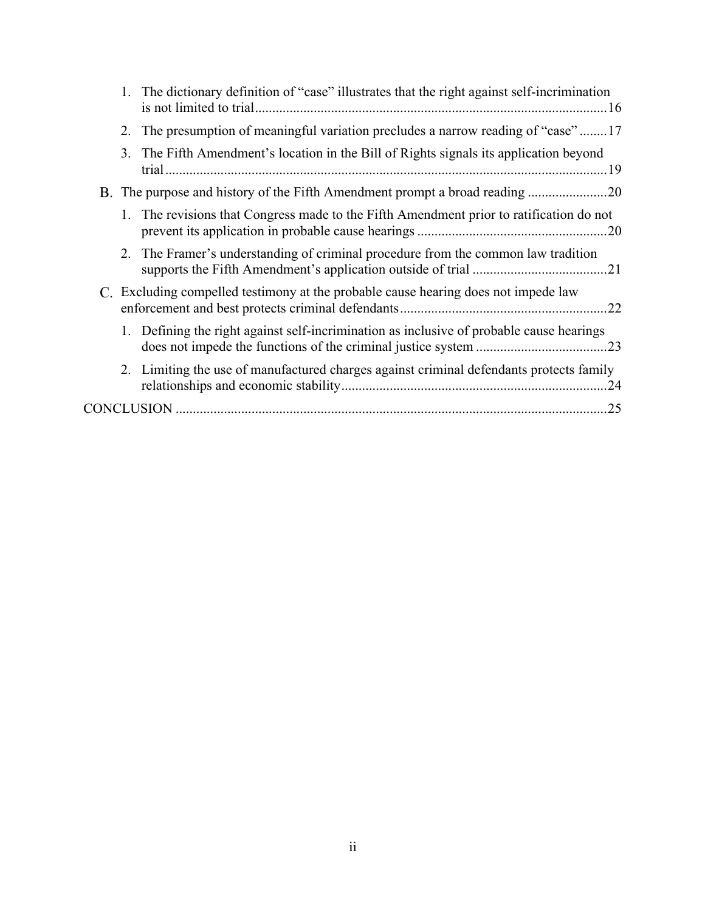1. The dictionary definition of "case" illustrates that the right against self-incrimination is not limited to trial ....................................................................................................16

2. The presumption of meaningful variation precludes a narrow reading of "case" ........17

3. The Fifth Amendment's location in the Bill of Rights signals its application beyond trial ...............................................................................................................................19

B. The purpose and history of the Fifth Amendment prompt a broad reading .......................20

1. The revisions that Congress made to the Fifth Amendment prior to ratification do not prevent its application in probable cause hearings .......................................................20

2. The Framer's understanding of criminal procedure from the common law tradition supports the Fifth Amendment's application outside of trial .......................................21

C. Excluding compelled testimony at the probable cause hearing does not impede law enforcement and best protects criminal defendants ............................................................22

1. Defining the right against self-incrimination as inclusive of probable cause hearings does not impede the functions of the criminal justice system ......................................23

2. Limiting the use of manufactured charges against criminal defendants protects family relationships and economic stability ............................................................................24

CONCLUSION ............................................................................................................................25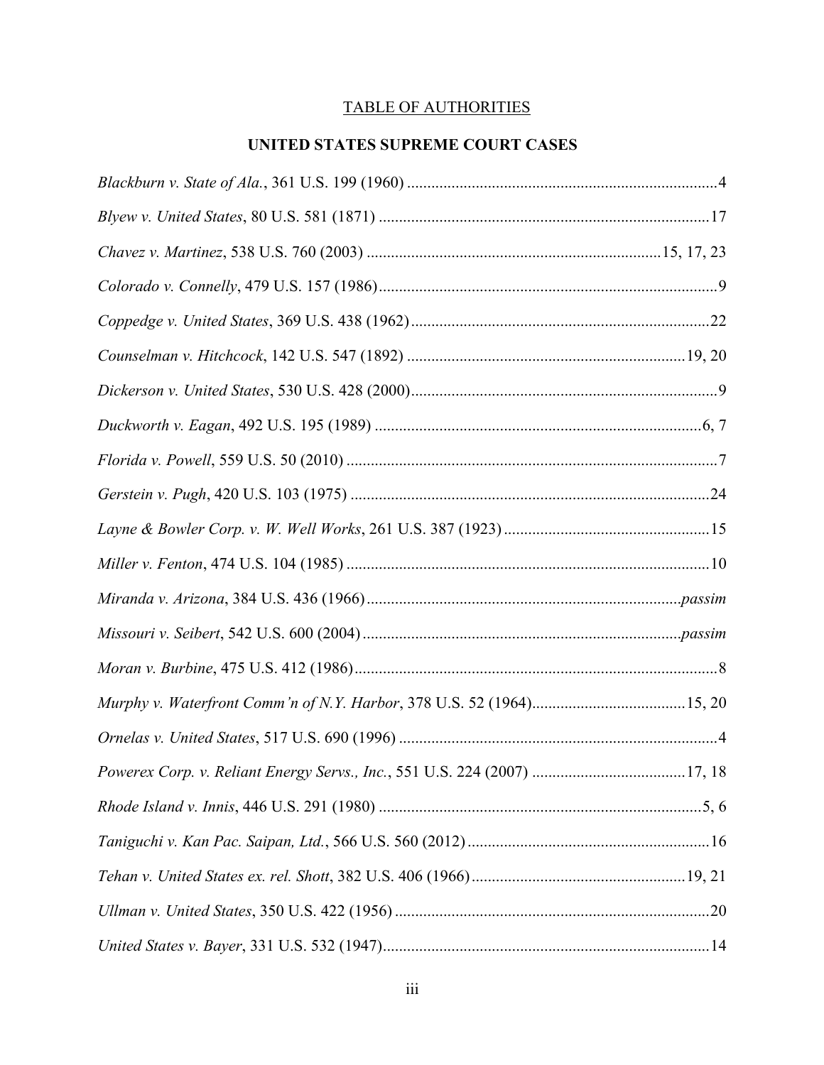# TABLE OF AUTHORITIES

## UNITED STATES SUPREME COURT CASES

*Blackburn v. State of Ala.*, 361 U.S. 199 (1960) ....................................................................................4

*Blyew v. United States*, 80 U.S. 581 (1871) ....................................................................................17

*Chavez v. Martinez*, 538 U.S. 760 (2003) ....................................................................................15, 17, 23

*Colorado v. Connelly*, 479 U.S. 157 (1986) ....................................................................................9

*Coppedge v. United States*, 369 U.S. 438 (1962) ....................................................................................22

*Counselman v. Hitchcock*, 142 U.S. 547 (1892) ....................................................................................19, 20

*Dickerson v. United States*, 530 U.S. 428 (2000) ....................................................................................9

*Duckworth v. Eagan*, 492 U.S. 195 (1989) ....................................................................................6, 7

*Florida v. Powell*, 559 U.S. 50 (2010) ....................................................................................7

*Gerstein v. Pugh*, 420 U.S. 103 (1975) ....................................................................................24

*Layne & Bowler Corp. v. W. Well Works*, 261 U.S. 387 (1923) ....................................................................................15

*Miller v. Fenton*, 474 U.S. 104 (1985) ....................................................................................10

*Miranda v. Arizona*, 384 U.S. 436 (1966) ....................................................................................*passim*

*Missouri v. Seibert*, 542 U.S. 600 (2004) ....................................................................................*passim*

*Moran v. Burbine*, 475 U.S. 412 (1986) ....................................................................................8

*Murphy v. Waterfront Comm'n of N.Y. Harbor*, 378 U.S. 52 (1964) ....................................................................................15, 20

*Ornelas v. United States*, 517 U.S. 690 (1996) ....................................................................................4

*Powerex Corp. v. Reliant Energy Servs., Inc.*, 551 U.S. 224 (2007) ....................................................................................17, 18

*Rhode Island v. Innis*, 446 U.S. 291 (1980) ....................................................................................5, 6

*Taniguchi v. Kan Pac. Saipan, Ltd.*, 566 U.S. 560 (2012) ....................................................................................16

*Tehan v. United States ex. rel. Shott*, 382 U.S. 406 (1966) ....................................................................................19, 21

*Ullman v. United States*, 350 U.S. 422 (1956) ....................................................................................20

*United States v. Bayer*, 331 U.S. 532 (1947) ....................................................................................14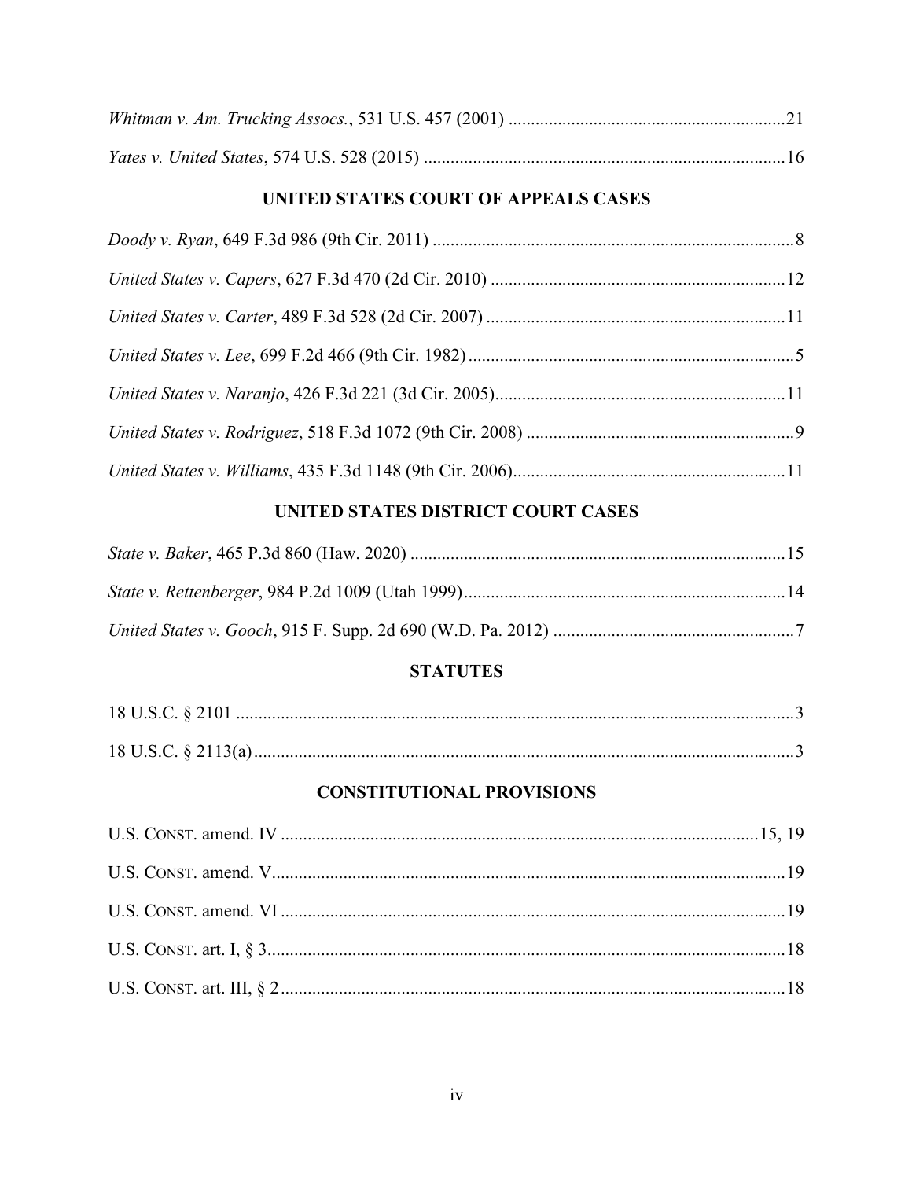*Whitman v. Am. Trucking Assocs.*, 531 U.S. 457 (2001) ............................................................21

*Yates v. United States*, 574 U.S. 528 (2015) ................................................................................16

## UNITED STATES COURT OF APPEALS CASES

*Doody v. Ryan*, 649 F.3d 986 (9th Cir. 2011) ................................................................................8

*United States v. Capers*, 627 F.3d 470 (2d Cir. 2010) .................................................................12

*United States v. Carter*, 489 F.3d 528 (2d Cir. 2007) ..................................................................11

*United States v. Lee*, 699 F.2d 466 (9th Cir. 1982) ........................................................................5

*United States v. Naranjo*, 426 F.3d 221 (3d Cir. 2005)................................................................11

*United States v. Rodriguez*, 518 F.3d 1072 (9th Cir. 2008) ...........................................................9

*United States v. Williams*, 435 F.3d 1148 (9th Cir. 2006)............................................................11

## UNITED STATES DISTRICT COURT CASES

*State v. Baker*, 465 P.3d 860 (Haw. 2020) ...................................................................................15

*State v. Rettenberger*, 984 P.2d 1009 (Utah 1999).......................................................................14

*United States v. Gooch*, 915 F. Supp. 2d 690 (W.D. Pa. 2012) .....................................................7

## STATUTES

18 U.S.C. § 2101 ...........................................................................................................................3

18 U.S.C. § 2113(a).......................................................................................................................3

## CONSTITUTIONAL PROVISIONS

U.S. CONST. amend. IV .........................................................................................................15, 19

U.S. CONST. amend. V..................................................................................................................19

U.S. CONST. amend. VI ................................................................................................................19

U.S. CONST. art. I, § 3...................................................................................................................18

U.S. CONST. art. III, § 2................................................................................................................18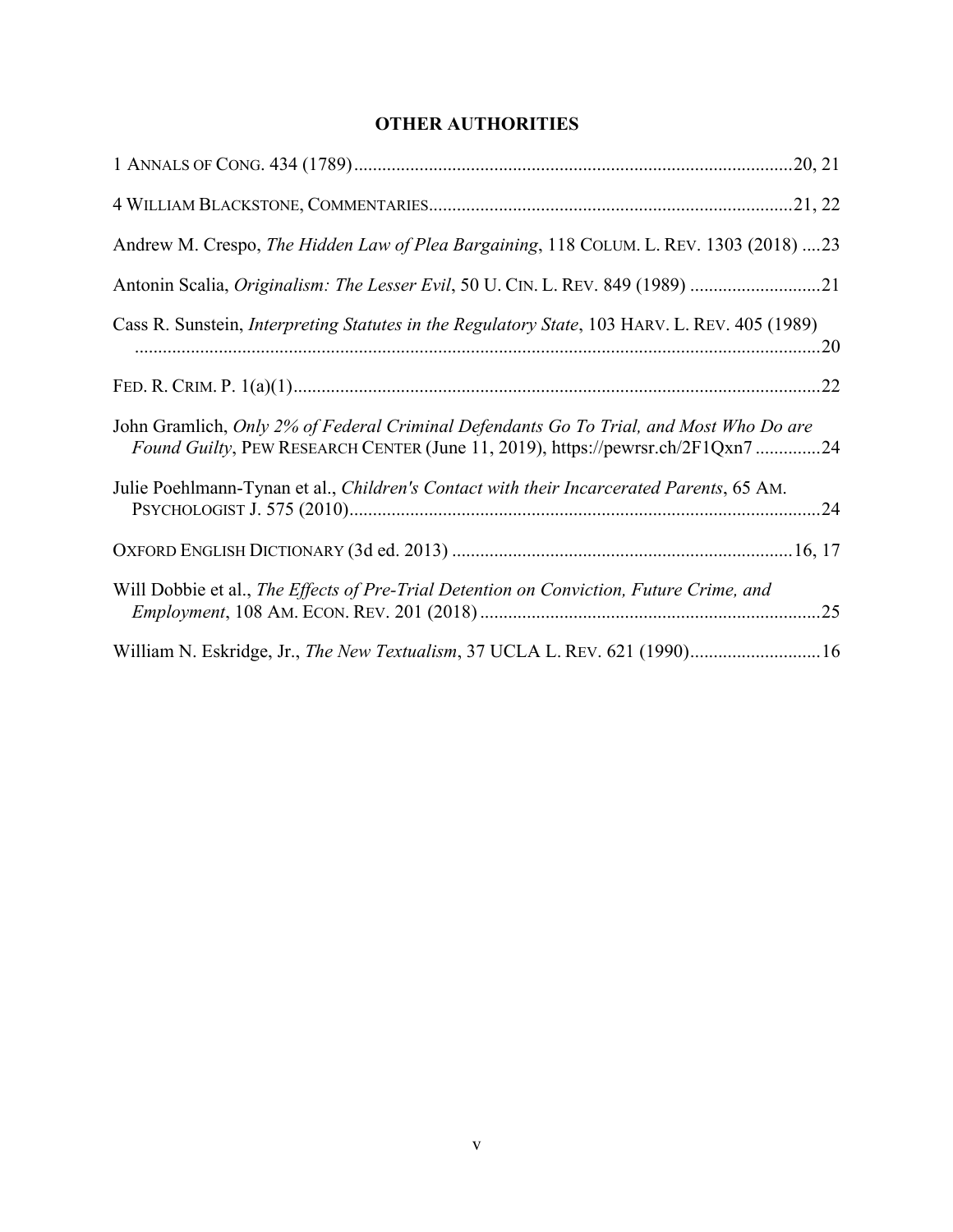## OTHER AUTHORITIES

1 ANNALS OF CONG. 434 (1789) .......... 20, 21

4 WILLIAM BLACKSTONE, COMMENTARIES .......... 21, 22

Andrew M. Crespo, *The Hidden Law of Plea Bargaining*, 118 COLUM. L. REV. 1303 (2018) .......... 23

Antonin Scalia, *Originalism: The Lesser Evil*, 50 U. CIN. L. REV. 849 (1989) .......... 21

Cass R. Sunstein, *Interpreting Statutes in the Regulatory State*, 103 HARV. L. REV. 405 (1989) .......... 20

FED. R. CRIM. P. 1(a)(1) .......... 22

John Gramlich, *Only 2% of Federal Criminal Defendants Go To Trial, and Most Who Do are Found Guilty*, PEW RESEARCH CENTER (June 11, 2019), https://pewrsr.ch/2F1Qxn7 .......... 24

Julie Poehlmann-Tynan et al., *Children's Contact with their Incarcerated Parents*, 65 AM. PSYCHOLOGIST J. 575 (2010) .......... 24

OXFORD ENGLISH DICTIONARY (3d ed. 2013) .......... 16, 17

Will Dobbie et al., *The Effects of Pre-Trial Detention on Conviction, Future Crime, and Employment*, 108 AM. ECON. REV. 201 (2018) .......... 25

William N. Eskridge, Jr., *The New Textualism*, 37 UCLA L. REV. 621 (1990) .......... 16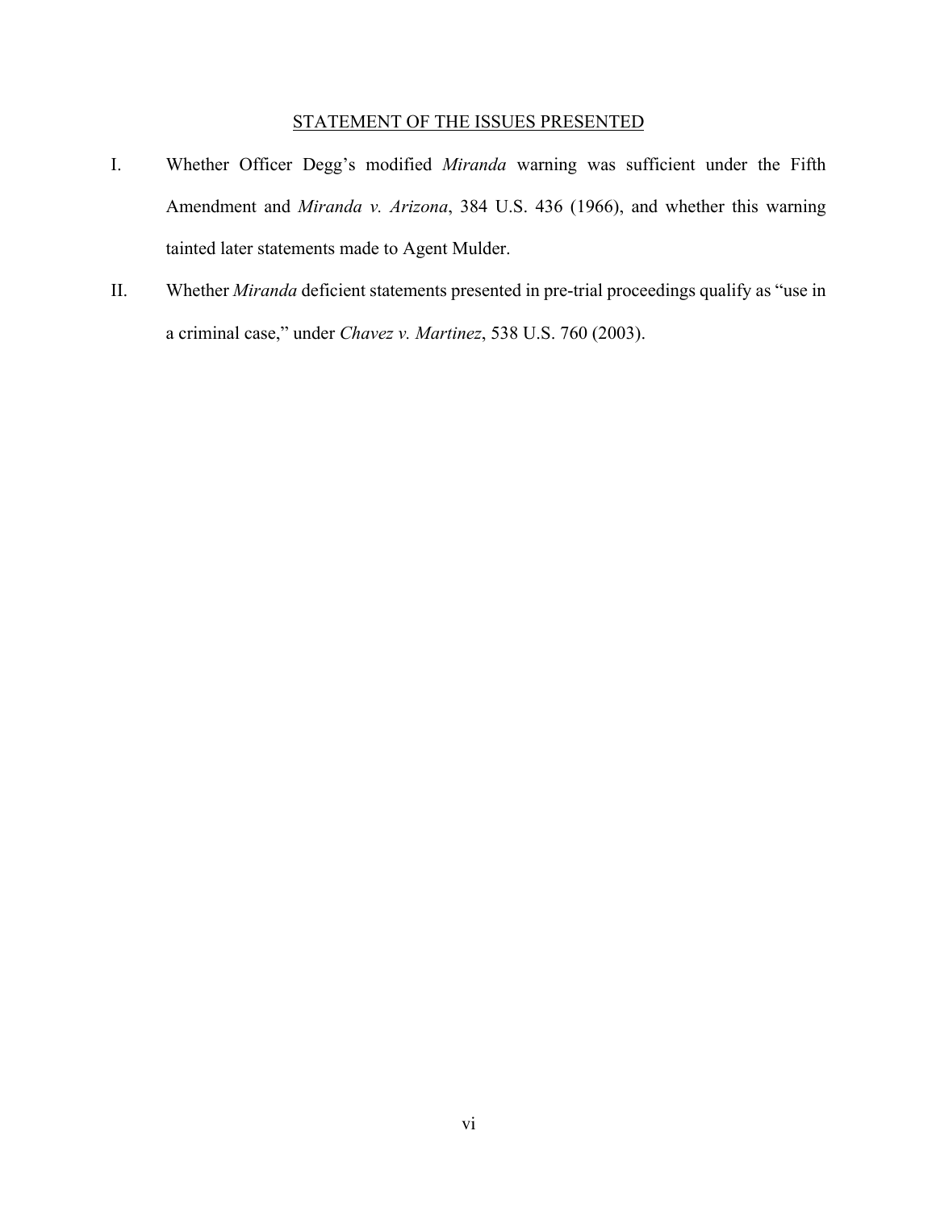## STATEMENT OF THE ISSUES PRESENTED

I. Whether Officer Degg's modified *Miranda* warning was sufficient under the Fifth Amendment and *Miranda v. Arizona*, 384 U.S. 436 (1966), and whether this warning tainted later statements made to Agent Mulder.

II. Whether *Miranda* deficient statements presented in pre-trial proceedings qualify as "use in a criminal case," under *Chavez v. Martinez*, 538 U.S. 760 (2003).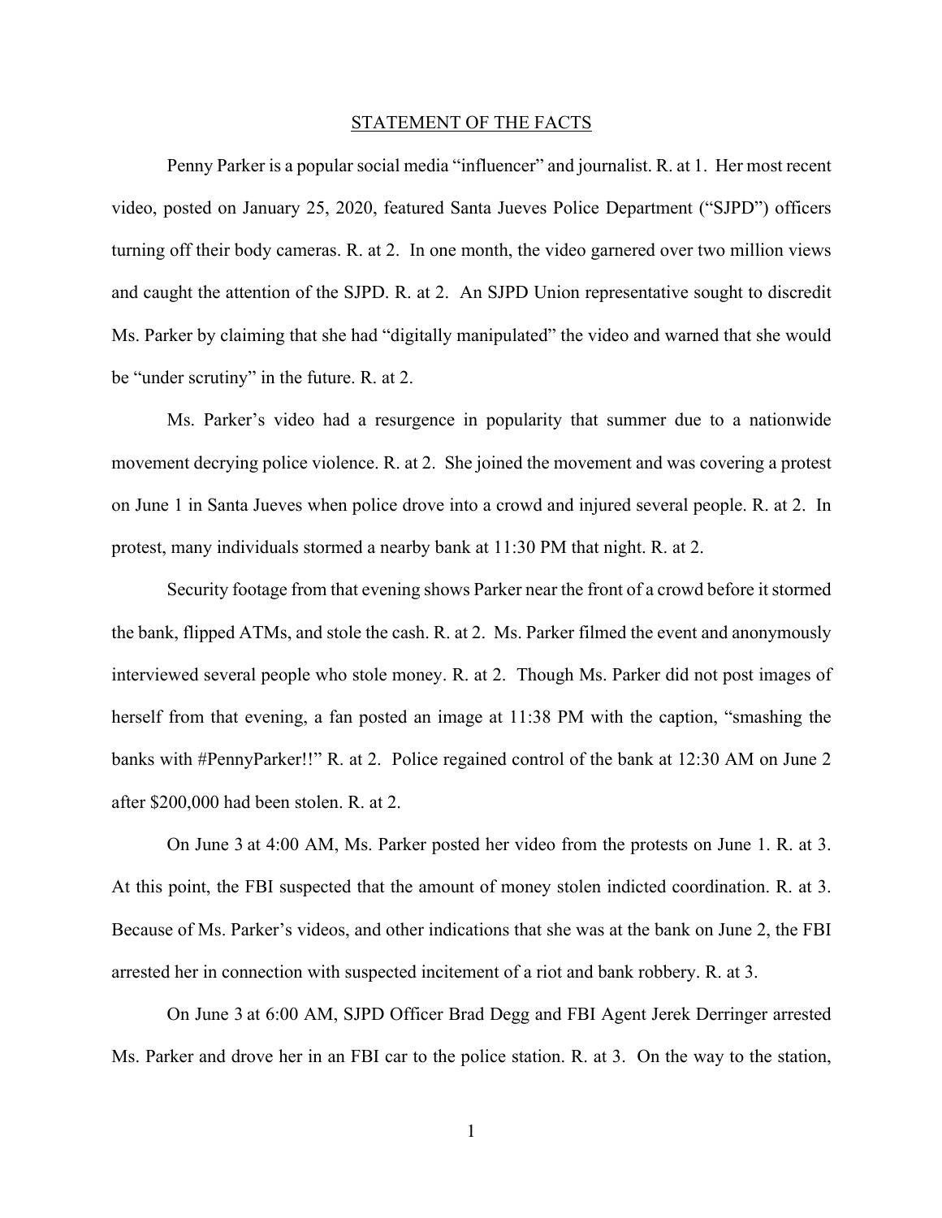## STATEMENT OF THE FACTS

Penny Parker is a popular social media "influencer" and journalist. R. at 1. Her most recent video, posted on January 25, 2020, featured Santa Jueves Police Department ("SJPD") officers turning off their body cameras. R. at 2. In one month, the video garnered over two million views and caught the attention of the SJPD. R. at 2. An SJPD Union representative sought to discredit Ms. Parker by claiming that she had "digitally manipulated" the video and warned that she would be "under scrutiny" in the future. R. at 2.

Ms. Parker's video had a resurgence in popularity that summer due to a nationwide movement decrying police violence. R. at 2. She joined the movement and was covering a protest on June 1 in Santa Jueves when police drove into a crowd and injured several people. R. at 2. In protest, many individuals stormed a nearby bank at 11:30 PM that night. R. at 2.

Security footage from that evening shows Parker near the front of a crowd before it stormed the bank, flipped ATMs, and stole the cash. R. at 2. Ms. Parker filmed the event and anonymously interviewed several people who stole money. R. at 2. Though Ms. Parker did not post images of herself from that evening, a fan posted an image at 11:38 PM with the caption, "smashing the banks with #PennyParker!!" R. at 2. Police regained control of the bank at 12:30 AM on June 2 after $200,000 had been stolen. R. at 2.

On June 3 at 4:00 AM, Ms. Parker posted her video from the protests on June 1. R. at 3. At this point, the FBI suspected that the amount of money stolen indicted coordination. R. at 3. Because of Ms. Parker's videos, and other indications that she was at the bank on June 2, the FBI arrested her in connection with suspected incitement of a riot and bank robbery. R. at 3.

On June 3 at 6:00 AM, SJPD Officer Brad Degg and FBI Agent Jerek Derringer arrested Ms. Parker and drove her in an FBI car to the police station. R. at 3. On the way to the station,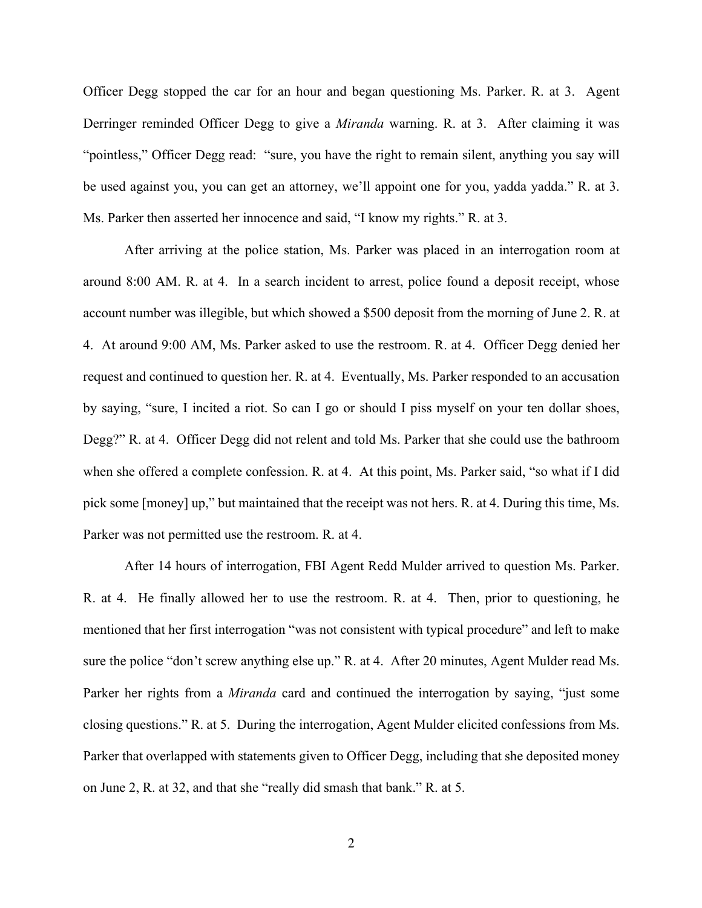Officer Degg stopped the car for an hour and began questioning Ms. Parker. R. at 3. Agent Derringer reminded Officer Degg to give a *Miranda* warning. R. at 3. After claiming it was "pointless," Officer Degg read: "sure, you have the right to remain silent, anything you say will be used against you, you can get an attorney, we'll appoint one for you, yadda yadda." R. at 3. Ms. Parker then asserted her innocence and said, "I know my rights." R. at 3.

After arriving at the police station, Ms. Parker was placed in an interrogation room at around 8:00 AM. R. at 4. In a search incident to arrest, police found a deposit receipt, whose account number was illegible, but which showed a $500 deposit from the morning of June 2. R. at 4. At around 9:00 AM, Ms. Parker asked to use the restroom. R. at 4. Officer Degg denied her request and continued to question her. R. at 4. Eventually, Ms. Parker responded to an accusation by saying, "sure, I incited a riot. So can I go or should I piss myself on your ten dollar shoes, Degg?" R. at 4. Officer Degg did not relent and told Ms. Parker that she could use the bathroom when she offered a complete confession. R. at 4. At this point, Ms. Parker said, "so what if I did pick some [money] up," but maintained that the receipt was not hers. R. at 4. During this time, Ms. Parker was not permitted use the restroom. R. at 4.

After 14 hours of interrogation, FBI Agent Redd Mulder arrived to question Ms. Parker. R. at 4. He finally allowed her to use the restroom. R. at 4. Then, prior to questioning, he mentioned that her first interrogation "was not consistent with typical procedure" and left to make sure the police "don't screw anything else up." R. at 4. After 20 minutes, Agent Mulder read Ms. Parker her rights from a *Miranda* card and continued the interrogation by saying, "just some closing questions." R. at 5. During the interrogation, Agent Mulder elicited confessions from Ms. Parker that overlapped with statements given to Officer Degg, including that she deposited money on June 2, R. at 32, and that she "really did smash that bank." R. at 5.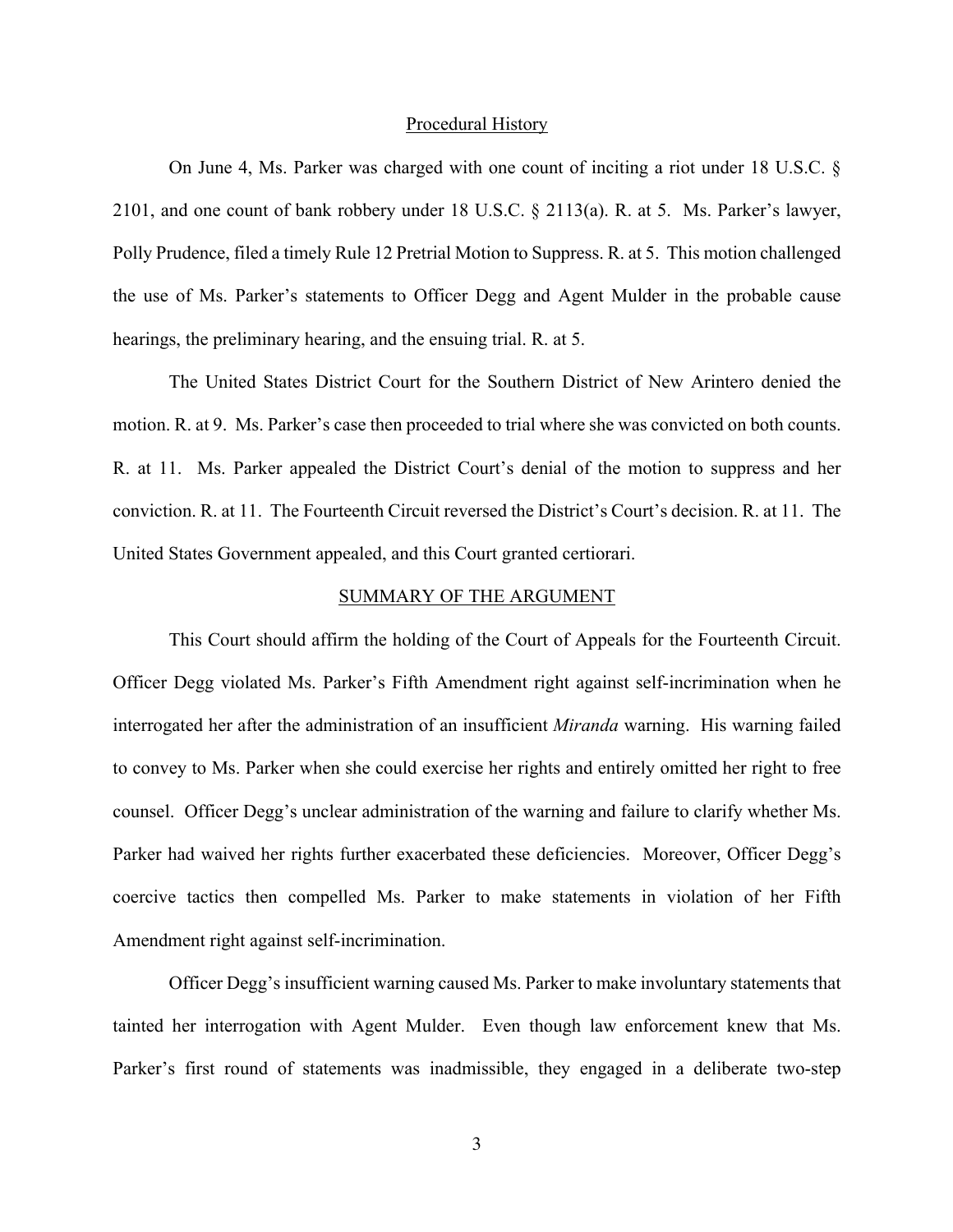## Procedural History

On June 4, Ms. Parker was charged with one count of inciting a riot under 18 U.S.C. § 2101, and one count of bank robbery under 18 U.S.C. § 2113(a). R. at 5. Ms. Parker's lawyer, Polly Prudence, filed a timely Rule 12 Pretrial Motion to Suppress. R. at 5. This motion challenged the use of Ms. Parker's statements to Officer Degg and Agent Mulder in the probable cause hearings, the preliminary hearing, and the ensuing trial. R. at 5.

The United States District Court for the Southern District of New Arintero denied the motion. R. at 9. Ms. Parker's case then proceeded to trial where she was convicted on both counts. R. at 11. Ms. Parker appealed the District Court's denial of the motion to suppress and her conviction. R. at 11. The Fourteenth Circuit reversed the District's Court's decision. R. at 11. The United States Government appealed, and this Court granted certiorari.

## SUMMARY OF THE ARGUMENT

This Court should affirm the holding of the Court of Appeals for the Fourteenth Circuit. Officer Degg violated Ms. Parker's Fifth Amendment right against self-incrimination when he interrogated her after the administration of an insufficient *Miranda* warning. His warning failed to convey to Ms. Parker when she could exercise her rights and entirely omitted her right to free counsel. Officer Degg's unclear administration of the warning and failure to clarify whether Ms. Parker had waived her rights further exacerbated these deficiencies. Moreover, Officer Degg's coercive tactics then compelled Ms. Parker to make statements in violation of her Fifth Amendment right against self-incrimination.

Officer Degg's insufficient warning caused Ms. Parker to make involuntary statements that tainted her interrogation with Agent Mulder. Even though law enforcement knew that Ms. Parker's first round of statements was inadmissible, they engaged in a deliberate two-step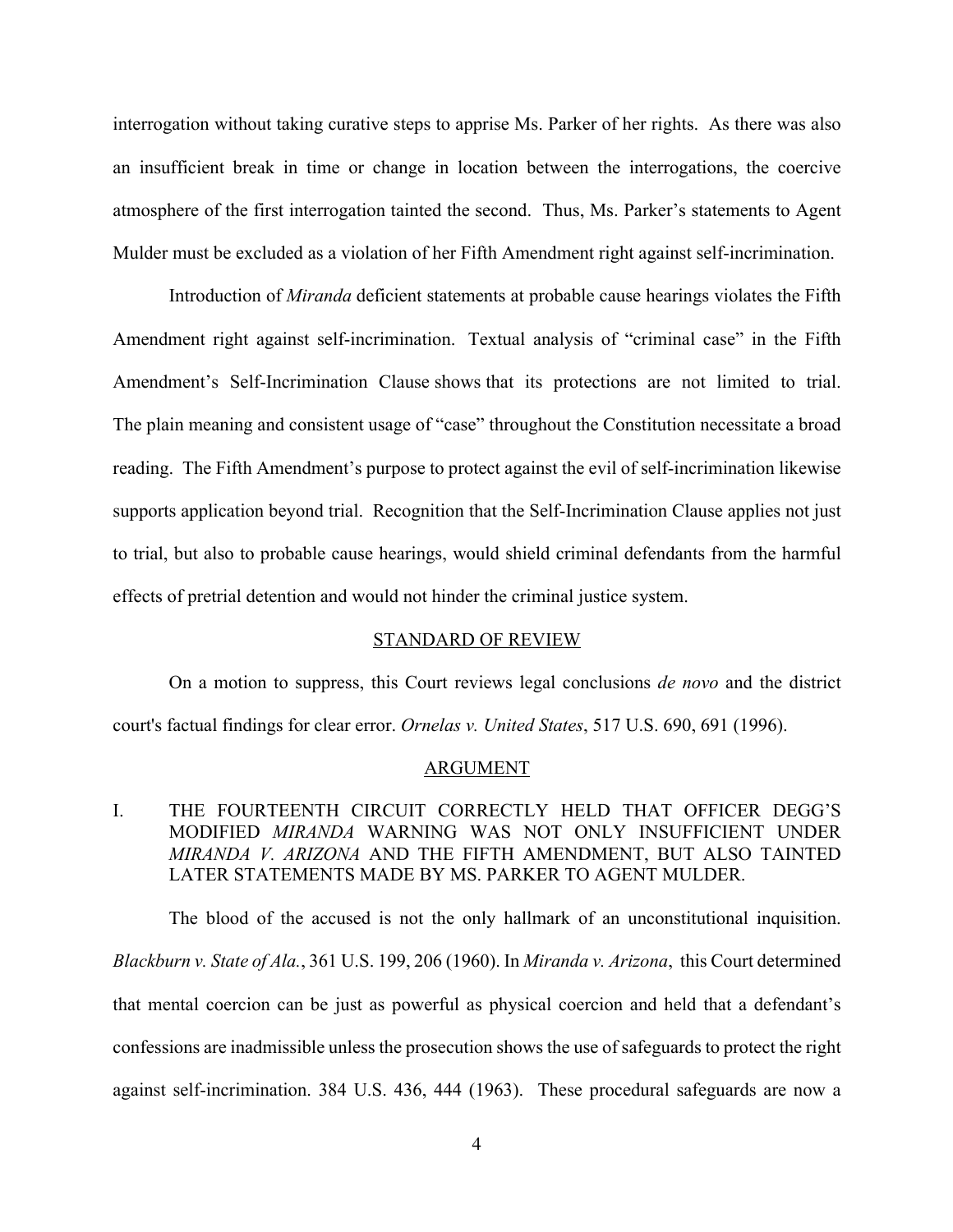interrogation without taking curative steps to apprise Ms. Parker of her rights. As there was also an insufficient break in time or change in location between the interrogations, the coercive atmosphere of the first interrogation tainted the second. Thus, Ms. Parker's statements to Agent Mulder must be excluded as a violation of her Fifth Amendment right against self-incrimination.

Introduction of *Miranda* deficient statements at probable cause hearings violates the Fifth Amendment right against self-incrimination. Textual analysis of "criminal case" in the Fifth Amendment's Self-Incrimination Clause shows that its protections are not limited to trial. The plain meaning and consistent usage of "case" throughout the Constitution necessitate a broad reading. The Fifth Amendment's purpose to protect against the evil of self-incrimination likewise supports application beyond trial. Recognition that the Self-Incrimination Clause applies not just to trial, but also to probable cause hearings, would shield criminal defendants from the harmful effects of pretrial detention and would not hinder the criminal justice system.

## STANDARD OF REVIEW

On a motion to suppress, this Court reviews legal conclusions *de novo* and the district court's factual findings for clear error. *Ornelas v. United States*, 517 U.S. 690, 691 (1996).

## ARGUMENT

### I. THE FOURTEENTH CIRCUIT CORRECTLY HELD THAT OFFICER DEGG'S MODIFIED *MIRANDA* WARNING WAS NOT ONLY INSUFFICIENT UNDER *MIRANDA V. ARIZONA* AND THE FIFTH AMENDMENT, BUT ALSO TAINTED LATER STATEMENTS MADE BY MS. PARKER TO AGENT MULDER.

The blood of the accused is not the only hallmark of an unconstitutional inquisition. *Blackburn v. State of Ala.*, 361 U.S. 199, 206 (1960). In *Miranda v. Arizona*, this Court determined that mental coercion can be just as powerful as physical coercion and held that a defendant's confessions are inadmissible unless the prosecution shows the use of safeguards to protect the right against self-incrimination. 384 U.S. 436, 444 (1963). These procedural safeguards are now a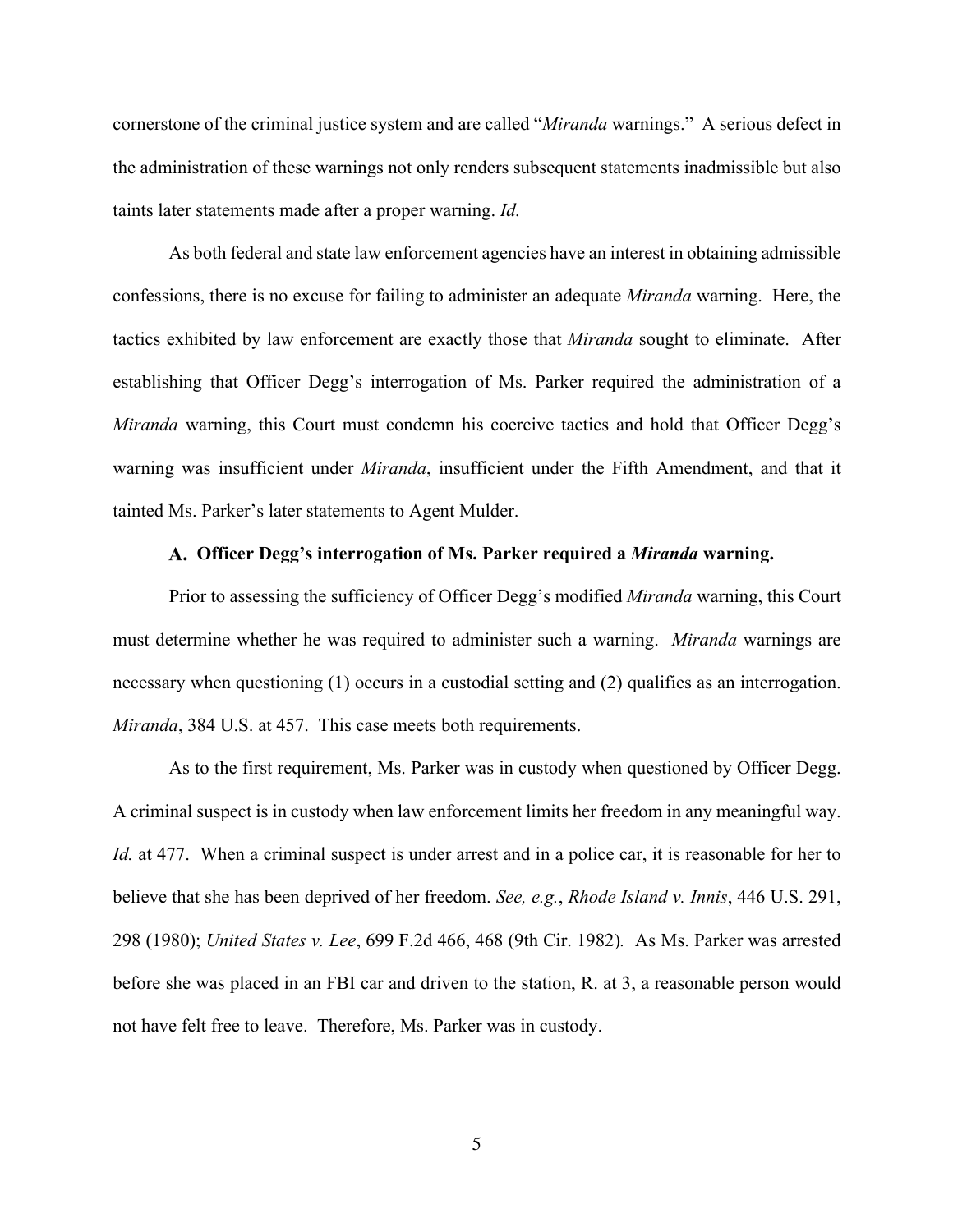cornerstone of the criminal justice system and are called "*Miranda* warnings." A serious defect in the administration of these warnings not only renders subsequent statements inadmissible but also taints later statements made after a proper warning. *Id.*

As both federal and state law enforcement agencies have an interest in obtaining admissible confessions, there is no excuse for failing to administer an adequate *Miranda* warning. Here, the tactics exhibited by law enforcement are exactly those that *Miranda* sought to eliminate. After establishing that Officer Degg's interrogation of Ms. Parker required the administration of a *Miranda* warning, this Court must condemn his coercive tactics and hold that Officer Degg's warning was insufficient under *Miranda*, insufficient under the Fifth Amendment, and that it tainted Ms. Parker's later statements to Agent Mulder.

### A. Officer Degg's interrogation of Ms. Parker required a *Miranda* warning.

Prior to assessing the sufficiency of Officer Degg's modified *Miranda* warning, this Court must determine whether he was required to administer such a warning. *Miranda* warnings are necessary when questioning (1) occurs in a custodial setting and (2) qualifies as an interrogation. *Miranda*, 384 U.S. at 457. This case meets both requirements.

As to the first requirement, Ms. Parker was in custody when questioned by Officer Degg. A criminal suspect is in custody when law enforcement limits her freedom in any meaningful way. *Id.* at 477. When a criminal suspect is under arrest and in a police car, it is reasonable for her to believe that she has been deprived of her freedom. *See, e.g.*, *Rhode Island v. Innis*, 446 U.S. 291, 298 (1980); *United States v. Lee*, 699 F.2d 466, 468 (9th Cir. 1982). As Ms. Parker was arrested before she was placed in an FBI car and driven to the station, R. at 3, a reasonable person would not have felt free to leave. Therefore, Ms. Parker was in custody.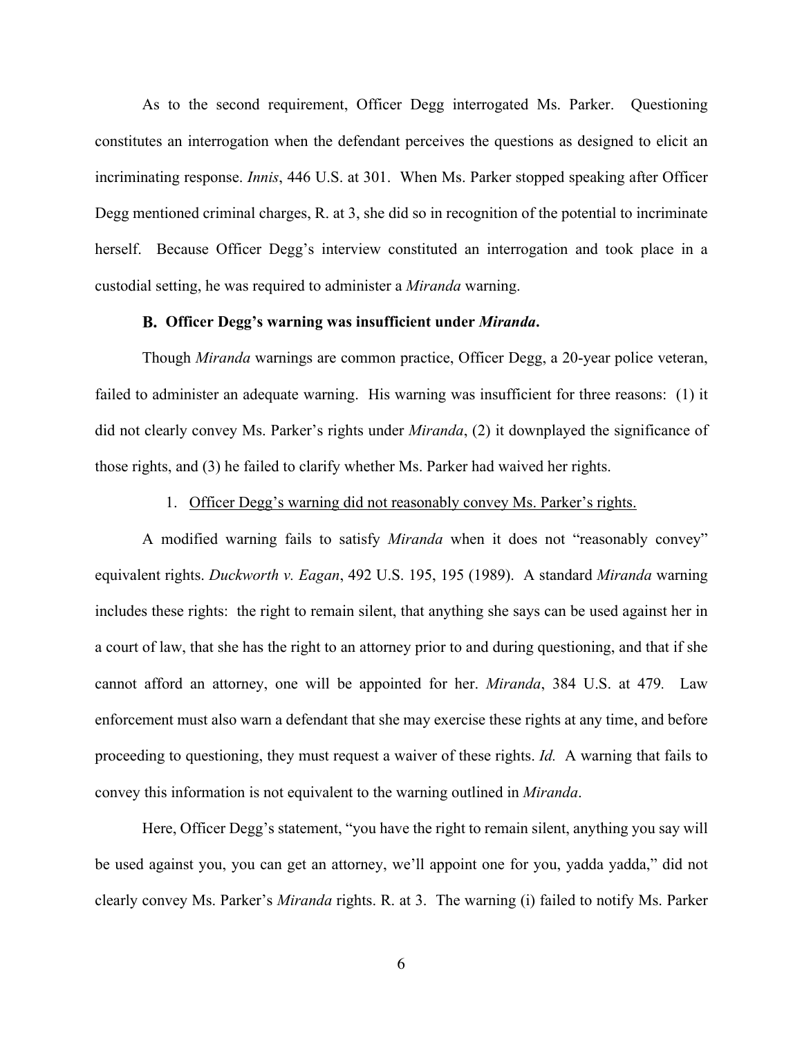As to the second requirement, Officer Degg interrogated Ms. Parker. Questioning constitutes an interrogation when the defendant perceives the questions as designed to elicit an incriminating response. *Innis*, 446 U.S. at 301. When Ms. Parker stopped speaking after Officer Degg mentioned criminal charges, R. at 3, she did so in recognition of the potential to incriminate herself. Because Officer Degg's interview constituted an interrogation and took place in a custodial setting, he was required to administer a *Miranda* warning.

### B. Officer Degg's warning was insufficient under *Miranda*.

Though *Miranda* warnings are common practice, Officer Degg, a 20-year police veteran, failed to administer an adequate warning. His warning was insufficient for three reasons: (1) it did not clearly convey Ms. Parker's rights under *Miranda*, (2) it downplayed the significance of those rights, and (3) he failed to clarify whether Ms. Parker had waived her rights.

#### 1. Officer Degg's warning did not reasonably convey Ms. Parker's rights.

A modified warning fails to satisfy *Miranda* when it does not "reasonably convey" equivalent rights. *Duckworth v. Eagan*, 492 U.S. 195, 195 (1989). A standard *Miranda* warning includes these rights: the right to remain silent, that anything she says can be used against her in a court of law, that she has the right to an attorney prior to and during questioning, and that if she cannot afford an attorney, one will be appointed for her. *Miranda*, 384 U.S. at 479. Law enforcement must also warn a defendant that she may exercise these rights at any time, and before proceeding to questioning, they must request a waiver of these rights. *Id.* A warning that fails to convey this information is not equivalent to the warning outlined in *Miranda*.

Here, Officer Degg's statement, "you have the right to remain silent, anything you say will be used against you, you can get an attorney, we'll appoint one for you, yadda yadda," did not clearly convey Ms. Parker's *Miranda* rights. R. at 3. The warning (i) failed to notify Ms. Parker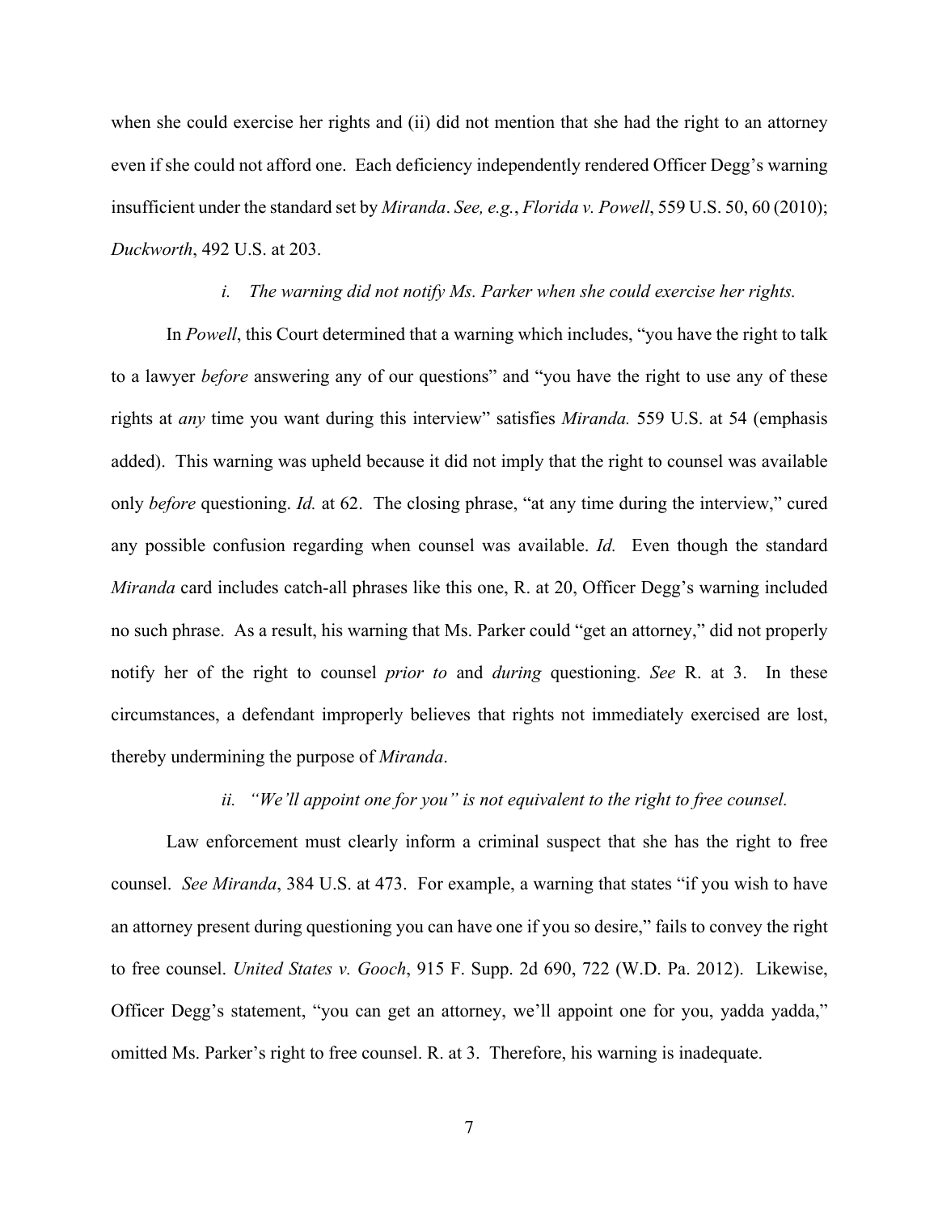when she could exercise her rights and (ii) did not mention that she had the right to an attorney even if she could not afford one. Each deficiency independently rendered Officer Degg's warning insufficient under the standard set by *Miranda*. *See, e.g.*, *Florida v. Powell*, 559 U.S. 50, 60 (2010); *Duckworth*, 492 U.S. at 203.

*i. The warning did not notify Ms. Parker when she could exercise her rights.*

In *Powell*, this Court determined that a warning which includes, "you have the right to talk to a lawyer *before* answering any of our questions" and "you have the right to use any of these rights at *any* time you want during this interview" satisfies *Miranda.* 559 U.S. at 54 (emphasis added). This warning was upheld because it did not imply that the right to counsel was available only *before* questioning. *Id.* at 62. The closing phrase, "at any time during the interview," cured any possible confusion regarding when counsel was available. *Id.* Even though the standard *Miranda* card includes catch-all phrases like this one, R. at 20, Officer Degg's warning included no such phrase. As a result, his warning that Ms. Parker could "get an attorney," did not properly notify her of the right to counsel *prior to* and *during* questioning. *See* R. at 3. In these circumstances, a defendant improperly believes that rights not immediately exercised are lost, thereby undermining the purpose of *Miranda*.

*ii. "We'll appoint one for you" is not equivalent to the right to free counsel.*

Law enforcement must clearly inform a criminal suspect that she has the right to free counsel. *See Miranda*, 384 U.S. at 473. For example, a warning that states "if you wish to have an attorney present during questioning you can have one if you so desire," fails to convey the right to free counsel. *United States v. Gooch*, 915 F. Supp. 2d 690, 722 (W.D. Pa. 2012). Likewise, Officer Degg's statement, "you can get an attorney, we'll appoint one for you, yadda yadda," omitted Ms. Parker's right to free counsel. R. at 3. Therefore, his warning is inadequate.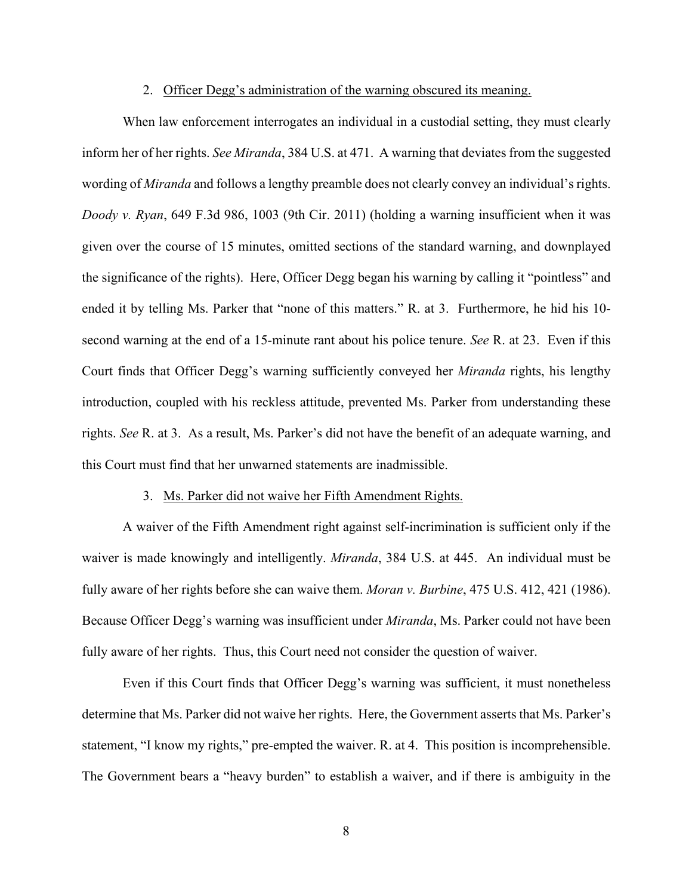2. Officer Degg's administration of the warning obscured its meaning.

When law enforcement interrogates an individual in a custodial setting, they must clearly inform her of her rights. *See Miranda*, 384 U.S. at 471. A warning that deviates from the suggested wording of *Miranda* and follows a lengthy preamble does not clearly convey an individual's rights. *Doody v. Ryan*, 649 F.3d 986, 1003 (9th Cir. 2011) (holding a warning insufficient when it was given over the course of 15 minutes, omitted sections of the standard warning, and downplayed the significance of the rights). Here, Officer Degg began his warning by calling it "pointless" and ended it by telling Ms. Parker that "none of this matters." R. at 3. Furthermore, he hid his 10-second warning at the end of a 15-minute rant about his police tenure. *See* R. at 23. Even if this Court finds that Officer Degg's warning sufficiently conveyed her *Miranda* rights, his lengthy introduction, coupled with his reckless attitude, prevented Ms. Parker from understanding these rights. *See* R. at 3. As a result, Ms. Parker's did not have the benefit of an adequate warning, and this Court must find that her unwarned statements are inadmissible.

3. Ms. Parker did not waive her Fifth Amendment Rights.

A waiver of the Fifth Amendment right against self-incrimination is sufficient only if the waiver is made knowingly and intelligently. *Miranda*, 384 U.S. at 445. An individual must be fully aware of her rights before she can waive them. *Moran v. Burbine*, 475 U.S. 412, 421 (1986). Because Officer Degg's warning was insufficient under *Miranda*, Ms. Parker could not have been fully aware of her rights. Thus, this Court need not consider the question of waiver.

Even if this Court finds that Officer Degg's warning was sufficient, it must nonetheless determine that Ms. Parker did not waive her rights. Here, the Government asserts that Ms. Parker's statement, "I know my rights," pre-empted the waiver. R. at 4. This position is incomprehensible. The Government bears a "heavy burden" to establish a waiver, and if there is ambiguity in the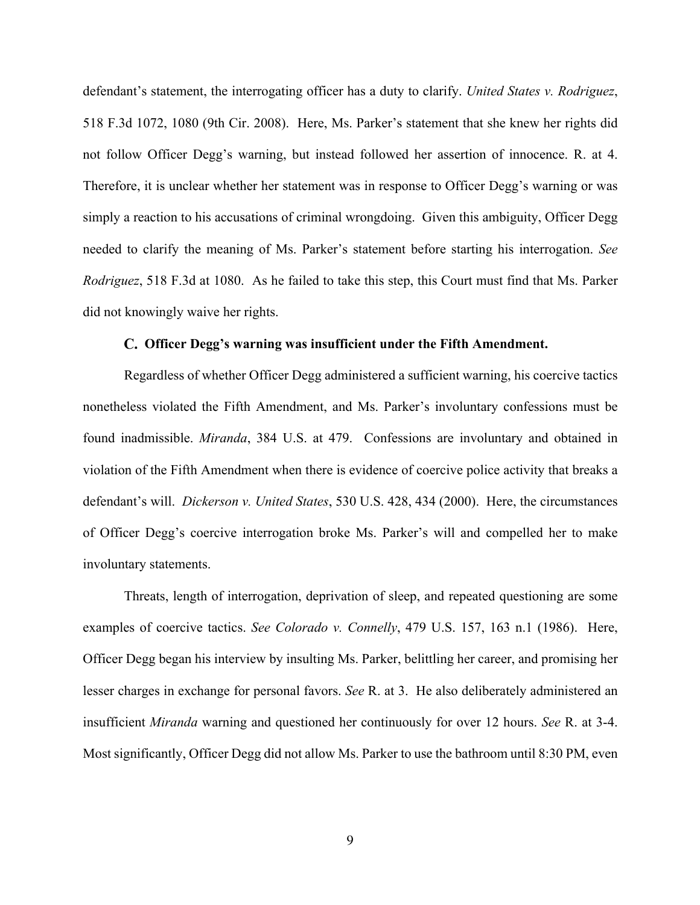defendant's statement, the interrogating officer has a duty to clarify. *United States v. Rodriguez*, 518 F.3d 1072, 1080 (9th Cir. 2008). Here, Ms. Parker's statement that she knew her rights did not follow Officer Degg's warning, but instead followed her assertion of innocence. R. at 4. Therefore, it is unclear whether her statement was in response to Officer Degg's warning or was simply a reaction to his accusations of criminal wrongdoing. Given this ambiguity, Officer Degg needed to clarify the meaning of Ms. Parker's statement before starting his interrogation. *See Rodriguez*, 518 F.3d at 1080. As he failed to take this step, this Court must find that Ms. Parker did not knowingly waive her rights.

### C. Officer Degg's warning was insufficient under the Fifth Amendment.

Regardless of whether Officer Degg administered a sufficient warning, his coercive tactics nonetheless violated the Fifth Amendment, and Ms. Parker's involuntary confessions must be found inadmissible. *Miranda*, 384 U.S. at 479. Confessions are involuntary and obtained in violation of the Fifth Amendment when there is evidence of coercive police activity that breaks a defendant's will. *Dickerson v. United States*, 530 U.S. 428, 434 (2000). Here, the circumstances of Officer Degg's coercive interrogation broke Ms. Parker's will and compelled her to make involuntary statements.

Threats, length of interrogation, deprivation of sleep, and repeated questioning are some examples of coercive tactics. *See Colorado v. Connelly*, 479 U.S. 157, 163 n.1 (1986). Here, Officer Degg began his interview by insulting Ms. Parker, belittling her career, and promising her lesser charges in exchange for personal favors. *See* R. at 3. He also deliberately administered an insufficient *Miranda* warning and questioned her continuously for over 12 hours. *See* R. at 3-4. Most significantly, Officer Degg did not allow Ms. Parker to use the bathroom until 8:30 PM, even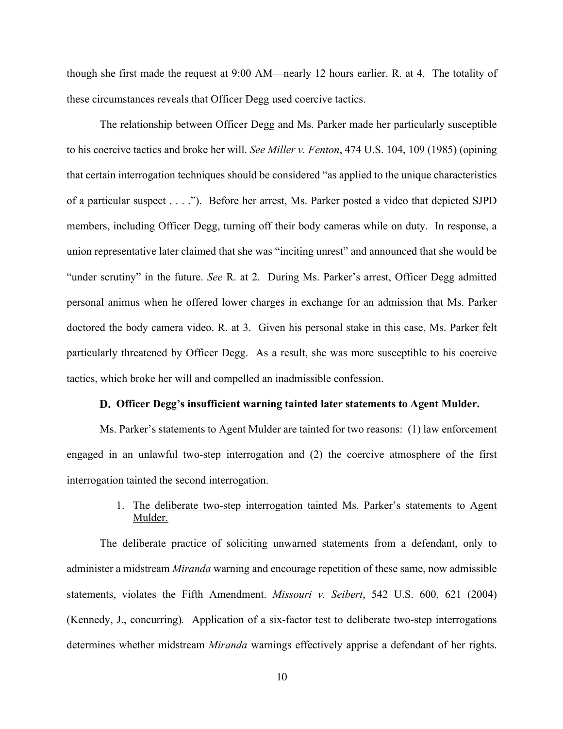though she first made the request at 9:00 AM—nearly 12 hours earlier. R. at 4. The totality of these circumstances reveals that Officer Degg used coercive tactics.

The relationship between Officer Degg and Ms. Parker made her particularly susceptible to his coercive tactics and broke her will. *See Miller v. Fenton*, 474 U.S. 104, 109 (1985) (opining that certain interrogation techniques should be considered "as applied to the unique characteristics of a particular suspect . . . ."). Before her arrest, Ms. Parker posted a video that depicted SJPD members, including Officer Degg, turning off their body cameras while on duty. In response, a union representative later claimed that she was "inciting unrest" and announced that she would be "under scrutiny" in the future. *See* R. at 2. During Ms. Parker's arrest, Officer Degg admitted personal animus when he offered lower charges in exchange for an admission that Ms. Parker doctored the body camera video. R. at 3. Given his personal stake in this case, Ms. Parker felt particularly threatened by Officer Degg. As a result, she was more susceptible to his coercive tactics, which broke her will and compelled an inadmissible confession.

### D. Officer Degg's insufficient warning tainted later statements to Agent Mulder.

Ms. Parker's statements to Agent Mulder are tainted for two reasons: (1) law enforcement engaged in an unlawful two-step interrogation and (2) the coercive atmosphere of the first interrogation tainted the second interrogation.

1. <u>The deliberate two-step interrogation tainted Ms. Parker's statements to Agent Mulder.</u>

The deliberate practice of soliciting unwarned statements from a defendant, only to administer a midstream *Miranda* warning and encourage repetition of these same, now admissible statements, violates the Fifth Amendment. *Missouri v. Seibert*, 542 U.S. 600, 621 (2004) (Kennedy, J., concurring). Application of a six-factor test to deliberate two-step interrogations determines whether midstream *Miranda* warnings effectively apprise a defendant of her rights.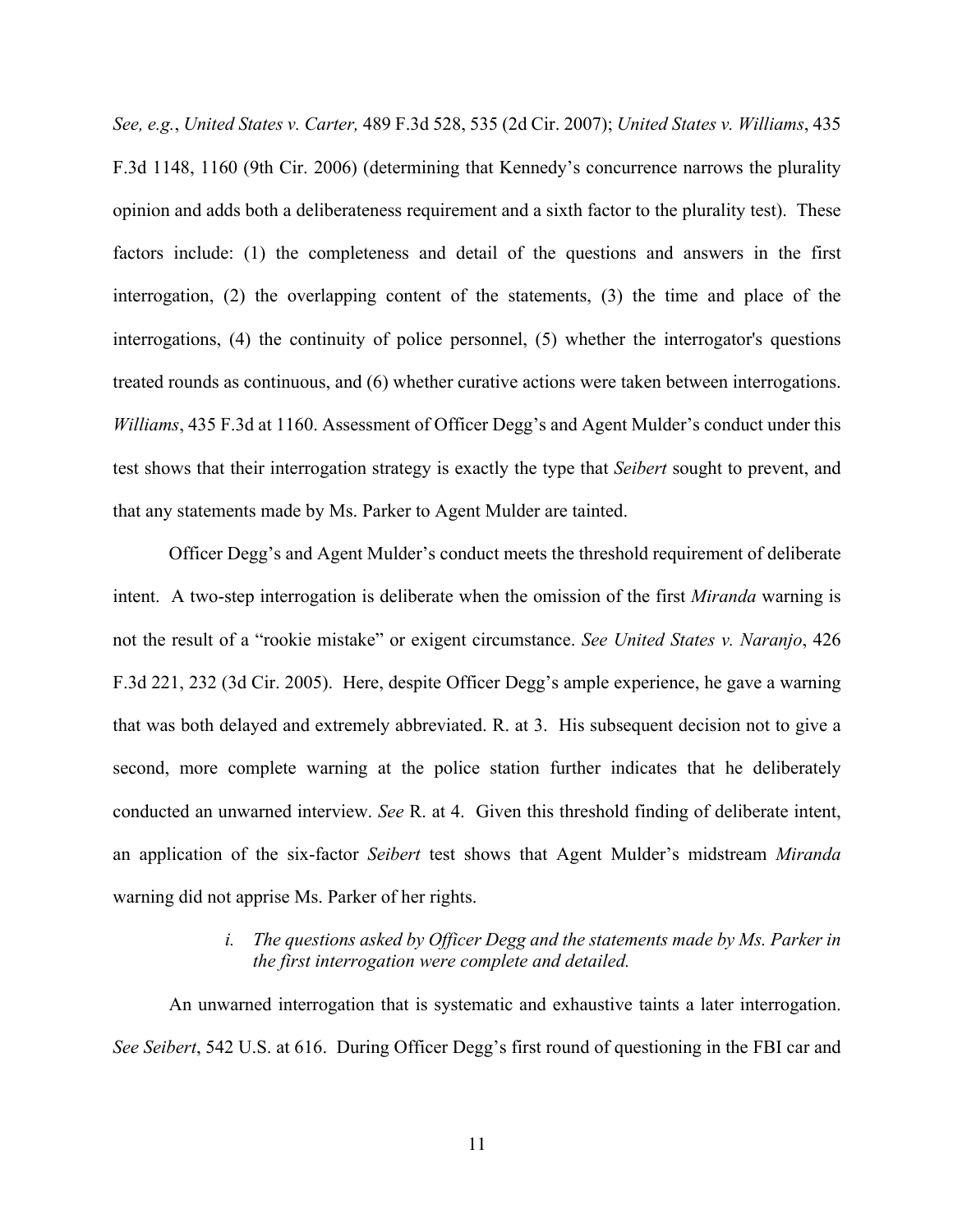*See, e.g.*, *United States v. Carter,* 489 F.3d 528, 535 (2d Cir. 2007); *United States v. Williams*, 435 F.3d 1148, 1160 (9th Cir. 2006) (determining that Kennedy's concurrence narrows the plurality opinion and adds both a deliberateness requirement and a sixth factor to the plurality test). These factors include: (1) the completeness and detail of the questions and answers in the first interrogation, (2) the overlapping content of the statements, (3) the time and place of the interrogations, (4) the continuity of police personnel, (5) whether the interrogator's questions treated rounds as continuous, and (6) whether curative actions were taken between interrogations. *Williams*, 435 F.3d at 1160. Assessment of Officer Degg's and Agent Mulder's conduct under this test shows that their interrogation strategy is exactly the type that *Seibert* sought to prevent, and that any statements made by Ms. Parker to Agent Mulder are tainted.

Officer Degg's and Agent Mulder's conduct meets the threshold requirement of deliberate intent. A two-step interrogation is deliberate when the omission of the first *Miranda* warning is not the result of a "rookie mistake" or exigent circumstance. *See United States v. Naranjo*, 426 F.3d 221, 232 (3d Cir. 2005). Here, despite Officer Degg's ample experience, he gave a warning that was both delayed and extremely abbreviated. R. at 3. His subsequent decision not to give a second, more complete warning at the police station further indicates that he deliberately conducted an unwarned interview. *See* R. at 4. Given this threshold finding of deliberate intent, an application of the six-factor *Seibert* test shows that Agent Mulder's midstream *Miranda* warning did not apprise Ms. Parker of her rights.

*i. The questions asked by Officer Degg and the statements made by Ms. Parker in the first interrogation were complete and detailed.*

An unwarned interrogation that is systematic and exhaustive taints a later interrogation. *See Seibert*, 542 U.S. at 616. During Officer Degg's first round of questioning in the FBI car and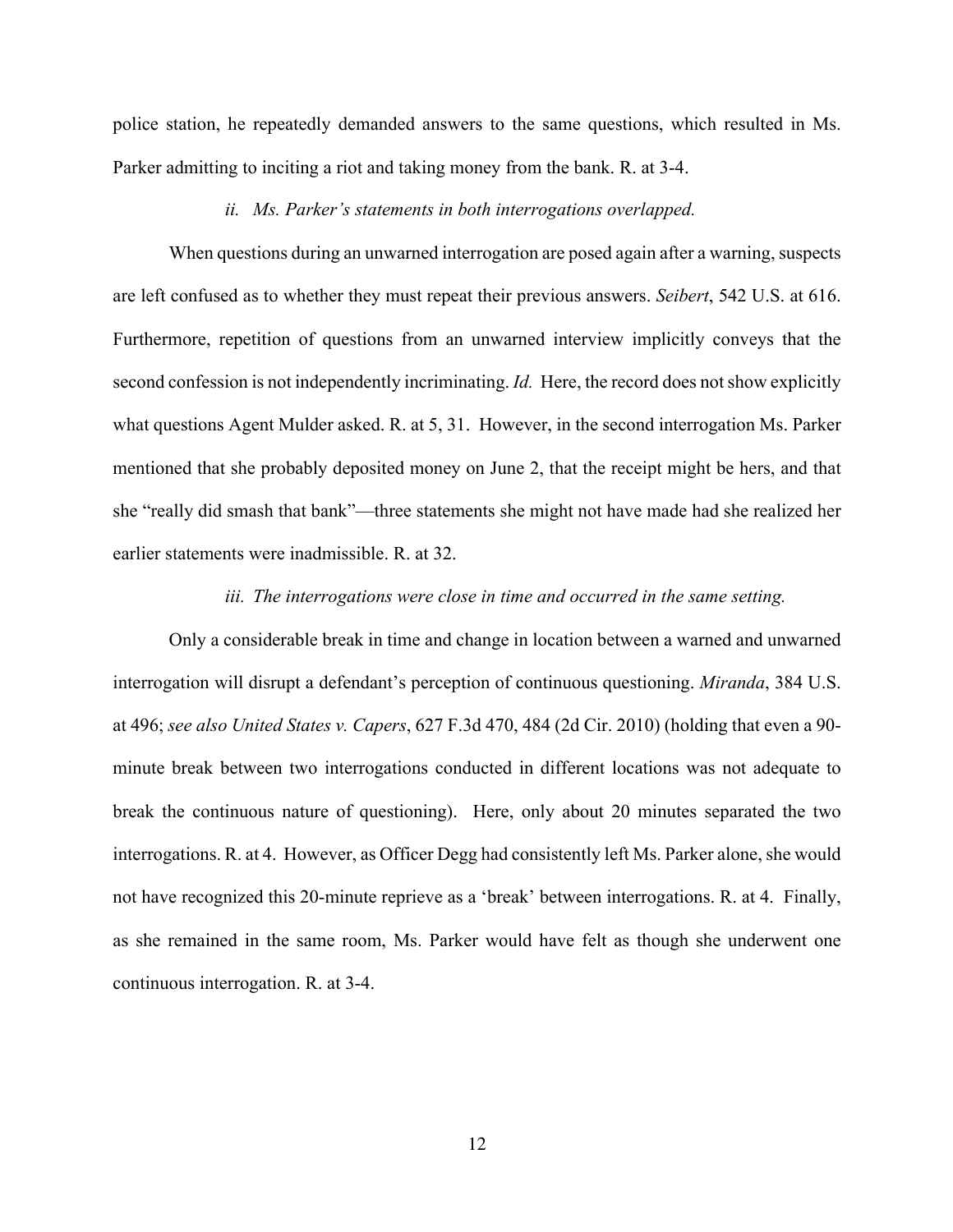police station, he repeatedly demanded answers to the same questions, which resulted in Ms. Parker admitting to inciting a riot and taking money from the bank. R. at 3-4.

*ii. Ms. Parker's statements in both interrogations overlapped.*

When questions during an unwarned interrogation are posed again after a warning, suspects are left confused as to whether they must repeat their previous answers. *Seibert*, 542 U.S. at 616. Furthermore, repetition of questions from an unwarned interview implicitly conveys that the second confession is not independently incriminating. *Id.* Here, the record does not show explicitly what questions Agent Mulder asked. R. at 5, 31. However, in the second interrogation Ms. Parker mentioned that she probably deposited money on June 2, that the receipt might be hers, and that she "really did smash that bank"—three statements she might not have made had she realized her earlier statements were inadmissible. R. at 32.

*iii. The interrogations were close in time and occurred in the same setting.*

Only a considerable break in time and change in location between a warned and unwarned interrogation will disrupt a defendant's perception of continuous questioning. *Miranda*, 384 U.S. at 496; *see also United States v. Capers*, 627 F.3d 470, 484 (2d Cir. 2010) (holding that even a 90-minute break between two interrogations conducted in different locations was not adequate to break the continuous nature of questioning). Here, only about 20 minutes separated the two interrogations. R. at 4. However, as Officer Degg had consistently left Ms. Parker alone, she would not have recognized this 20-minute reprieve as a 'break' between interrogations. R. at 4. Finally, as she remained in the same room, Ms. Parker would have felt as though she underwent one continuous interrogation. R. at 3-4.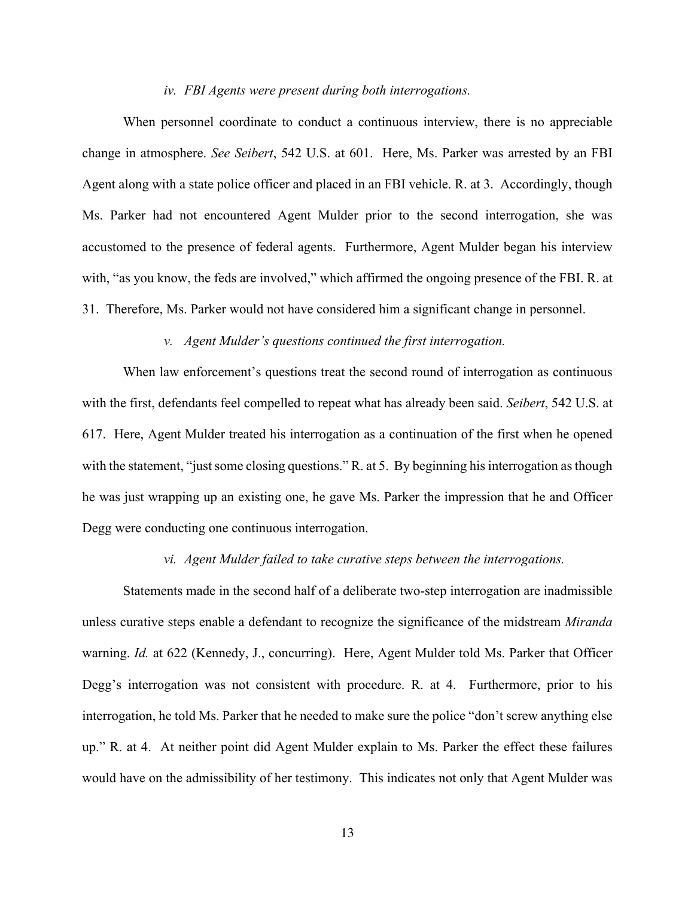#### *iv. FBI Agents were present during both interrogations.*

When personnel coordinate to conduct a continuous interview, there is no appreciable change in atmosphere. *See Seibert*, 542 U.S. at 601. Here, Ms. Parker was arrested by an FBI Agent along with a state police officer and placed in an FBI vehicle. R. at 3. Accordingly, though Ms. Parker had not encountered Agent Mulder prior to the second interrogation, she was accustomed to the presence of federal agents. Furthermore, Agent Mulder began his interview with, "as you know, the feds are involved," which affirmed the ongoing presence of the FBI. R. at 31. Therefore, Ms. Parker would not have considered him a significant change in personnel.

#### *v. Agent Mulder's questions continued the first interrogation.*

When law enforcement's questions treat the second round of interrogation as continuous with the first, defendants feel compelled to repeat what has already been said. *Seibert*, 542 U.S. at 617. Here, Agent Mulder treated his interrogation as a continuation of the first when he opened with the statement, "just some closing questions." R. at 5. By beginning his interrogation as though he was just wrapping up an existing one, he gave Ms. Parker the impression that he and Officer Degg were conducting one continuous interrogation.

#### *vi. Agent Mulder failed to take curative steps between the interrogations.*

Statements made in the second half of a deliberate two-step interrogation are inadmissible unless curative steps enable a defendant to recognize the significance of the midstream *Miranda* warning. *Id.* at 622 (Kennedy, J., concurring). Here, Agent Mulder told Ms. Parker that Officer Degg's interrogation was not consistent with procedure. R. at 4. Furthermore, prior to his interrogation, he told Ms. Parker that he needed to make sure the police "don't screw anything else up." R. at 4. At neither point did Agent Mulder explain to Ms. Parker the effect these failures would have on the admissibility of her testimony. This indicates not only that Agent Mulder was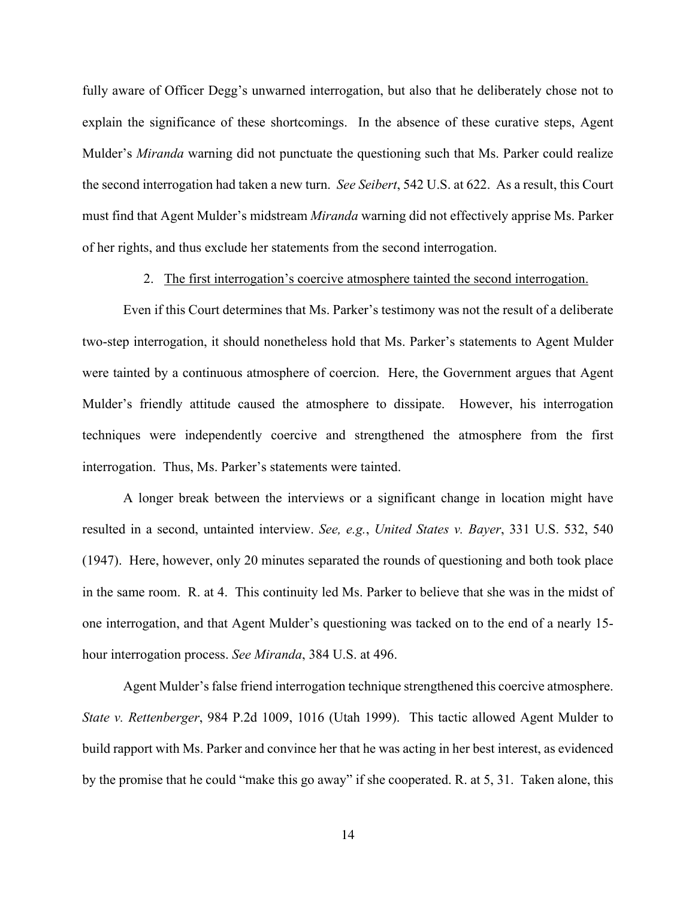fully aware of Officer Degg's unwarned interrogation, but also that he deliberately chose not to explain the significance of these shortcomings. In the absence of these curative steps, Agent Mulder's *Miranda* warning did not punctuate the questioning such that Ms. Parker could realize the second interrogation had taken a new turn. *See Seibert*, 542 U.S. at 622. As a result, this Court must find that Agent Mulder's midstream *Miranda* warning did not effectively apprise Ms. Parker of her rights, and thus exclude her statements from the second interrogation.

2. <u>The first interrogation's coercive atmosphere tainted the second interrogation.</u>

Even if this Court determines that Ms. Parker's testimony was not the result of a deliberate two-step interrogation, it should nonetheless hold that Ms. Parker's statements to Agent Mulder were tainted by a continuous atmosphere of coercion. Here, the Government argues that Agent Mulder's friendly attitude caused the atmosphere to dissipate. However, his interrogation techniques were independently coercive and strengthened the atmosphere from the first interrogation. Thus, Ms. Parker's statements were tainted.

A longer break between the interviews or a significant change in location might have resulted in a second, untainted interview. *See, e.g.*, *United States v. Bayer*, 331 U.S. 532, 540 (1947). Here, however, only 20 minutes separated the rounds of questioning and both took place in the same room. R. at 4. This continuity led Ms. Parker to believe that she was in the midst of one interrogation, and that Agent Mulder's questioning was tacked on to the end of a nearly 15-hour interrogation process. *See Miranda*, 384 U.S. at 496.

Agent Mulder's false friend interrogation technique strengthened this coercive atmosphere. *State v. Rettenberger*, 984 P.2d 1009, 1016 (Utah 1999). This tactic allowed Agent Mulder to build rapport with Ms. Parker and convince her that he was acting in her best interest, as evidenced by the promise that he could "make this go away" if she cooperated. R. at 5, 31. Taken alone, this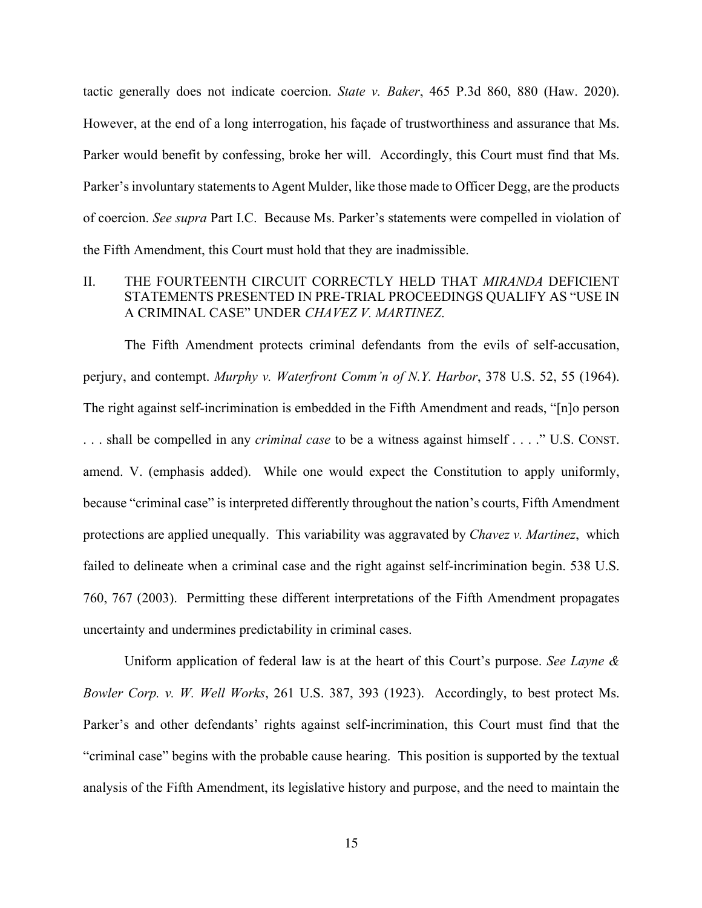tactic generally does not indicate coercion. *State v. Baker*, 465 P.3d 860, 880 (Haw. 2020). However, at the end of a long interrogation, his façade of trustworthiness and assurance that Ms. Parker would benefit by confessing, broke her will. Accordingly, this Court must find that Ms. Parker's involuntary statements to Agent Mulder, like those made to Officer Degg, are the products of coercion. *See supra* Part I.C. Because Ms. Parker's statements were compelled in violation of the Fifth Amendment, this Court must hold that they are inadmissible.

## II. THE FOURTEENTH CIRCUIT CORRECTLY HELD THAT *MIRANDA* DEFICIENT STATEMENTS PRESENTED IN PRE-TRIAL PROCEEDINGS QUALIFY AS "USE IN A CRIMINAL CASE" UNDER *CHAVEZ V. MARTINEZ*.

The Fifth Amendment protects criminal defendants from the evils of self-accusation, perjury, and contempt. *Murphy v. Waterfront Comm'n of N.Y. Harbor*, 378 U.S. 52, 55 (1964). The right against self-incrimination is embedded in the Fifth Amendment and reads, "[n]o person . . . shall be compelled in any *criminal case* to be a witness against himself . . . ." U.S. CONST. amend. V. (emphasis added). While one would expect the Constitution to apply uniformly, because "criminal case" is interpreted differently throughout the nation's courts, Fifth Amendment protections are applied unequally. This variability was aggravated by *Chavez v. Martinez*, which failed to delineate when a criminal case and the right against self-incrimination begin. 538 U.S. 760, 767 (2003). Permitting these different interpretations of the Fifth Amendment propagates uncertainty and undermines predictability in criminal cases.

Uniform application of federal law is at the heart of this Court's purpose. *See Layne & Bowler Corp. v. W. Well Works*, 261 U.S. 387, 393 (1923). Accordingly, to best protect Ms. Parker's and other defendants' rights against self-incrimination, this Court must find that the "criminal case" begins with the probable cause hearing. This position is supported by the textual analysis of the Fifth Amendment, its legislative history and purpose, and the need to maintain the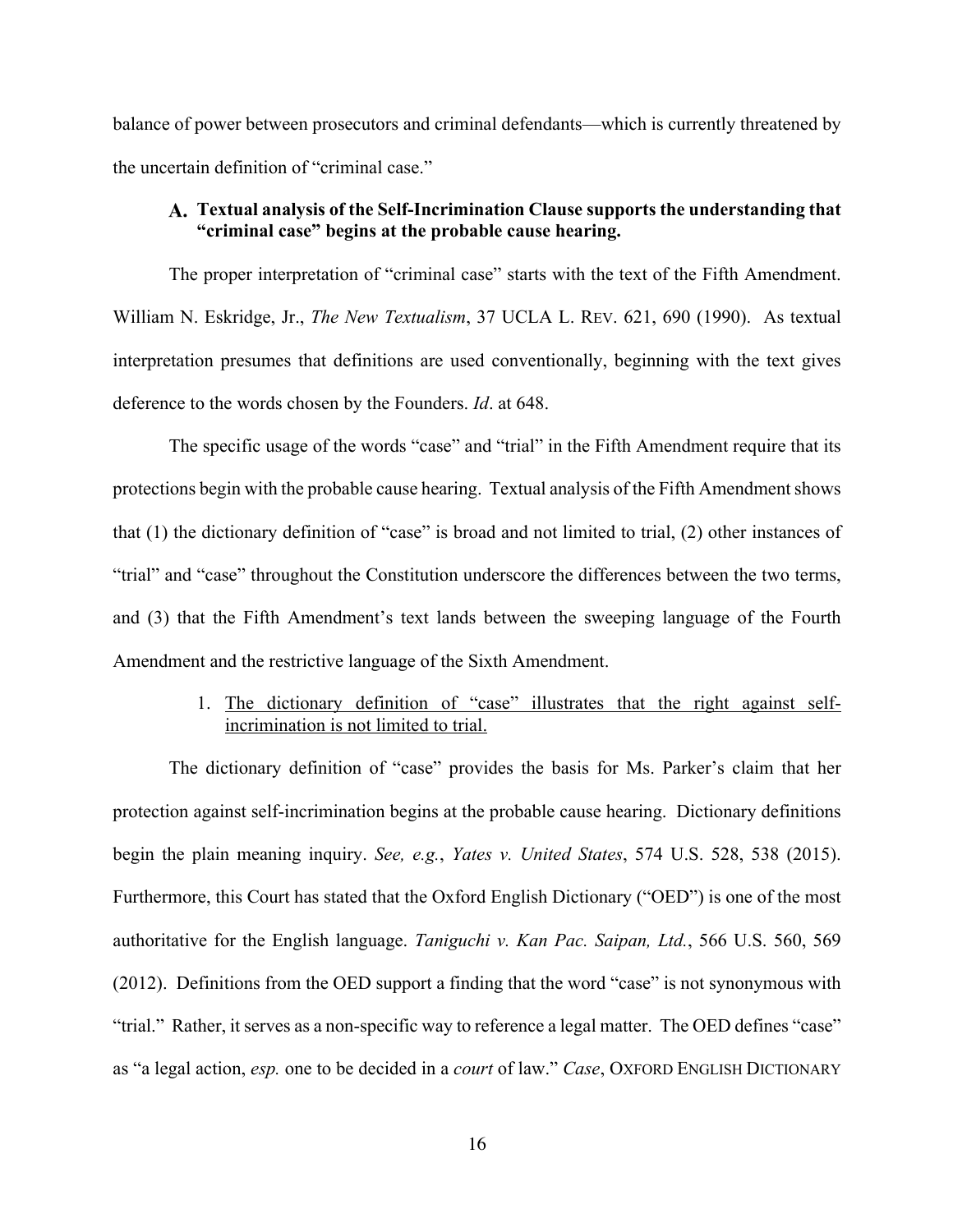balance of power between prosecutors and criminal defendants—which is currently threatened by the uncertain definition of "criminal case."

### A. Textual analysis of the Self-Incrimination Clause supports the understanding that "criminal case" begins at the probable cause hearing.

The proper interpretation of "criminal case" starts with the text of the Fifth Amendment. William N. Eskridge, Jr., *The New Textualism*, 37 UCLA L. REV. 621, 690 (1990). As textual interpretation presumes that definitions are used conventionally, beginning with the text gives deference to the words chosen by the Founders. *Id*. at 648.

The specific usage of the words "case" and "trial" in the Fifth Amendment require that its protections begin with the probable cause hearing. Textual analysis of the Fifth Amendment shows that (1) the dictionary definition of "case" is broad and not limited to trial, (2) other instances of "trial" and "case" throughout the Constitution underscore the differences between the two terms, and (3) that the Fifth Amendment's text lands between the sweeping language of the Fourth Amendment and the restrictive language of the Sixth Amendment.

#### 1. <u>The dictionary definition of "case" illustrates that the right against self-incrimination is not limited to trial.</u>

The dictionary definition of "case" provides the basis for Ms. Parker's claim that her protection against self-incrimination begins at the probable cause hearing. Dictionary definitions begin the plain meaning inquiry. *See, e.g.*, *Yates v. United States*, 574 U.S. 528, 538 (2015). Furthermore, this Court has stated that the Oxford English Dictionary ("OED") is one of the most authoritative for the English language. *Taniguchi v. Kan Pac. Saipan, Ltd.*, 566 U.S. 560, 569 (2012). Definitions from the OED support a finding that the word "case" is not synonymous with "trial." Rather, it serves as a non-specific way to reference a legal matter. The OED defines "case" as "a legal action, *esp.* one to be decided in a *court* of law." *Case*, OXFORD ENGLISH DICTIONARY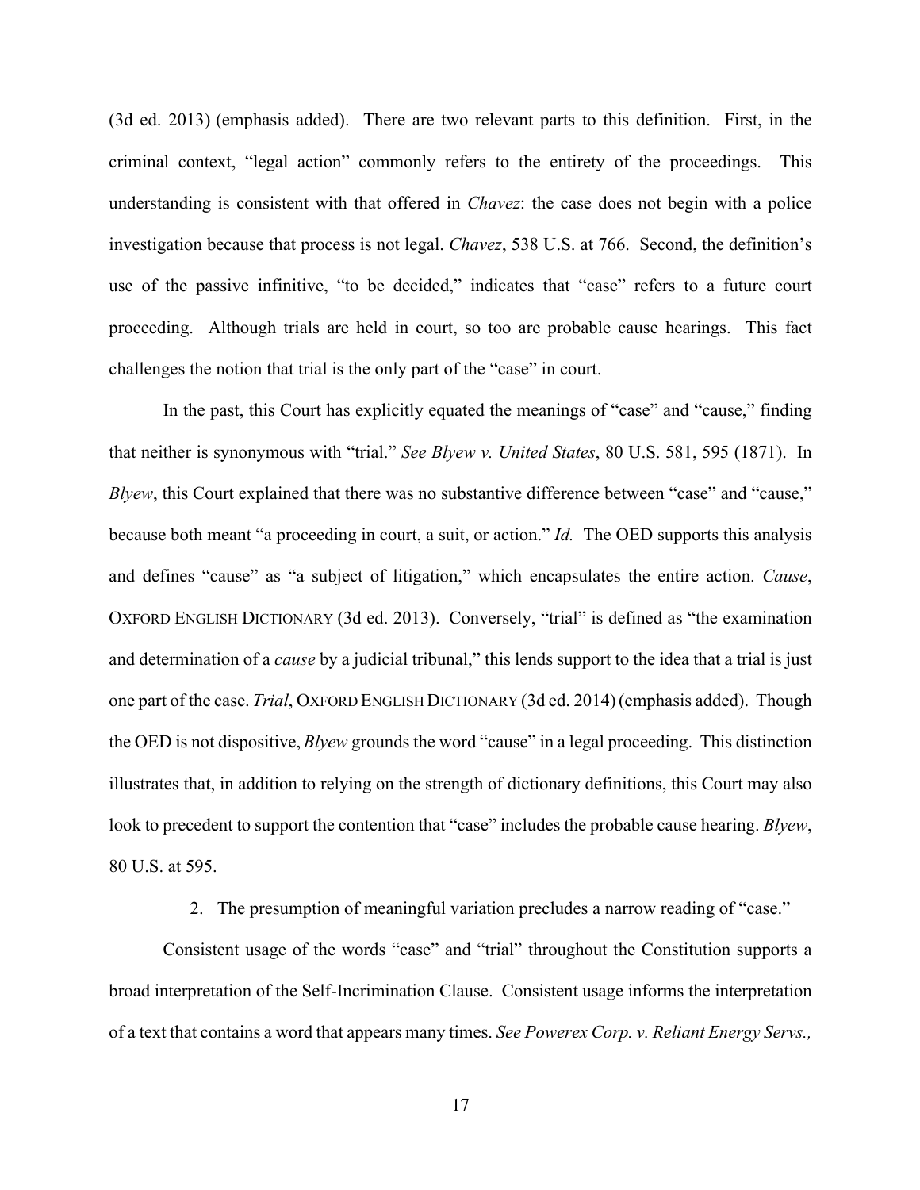(3d ed. 2013) (emphasis added). There are two relevant parts to this definition. First, in the criminal context, "legal action" commonly refers to the entirety of the proceedings. This understanding is consistent with that offered in *Chavez*: the case does not begin with a police investigation because that process is not legal. *Chavez*, 538 U.S. at 766. Second, the definition's use of the passive infinitive, "to be decided," indicates that "case" refers to a future court proceeding. Although trials are held in court, so too are probable cause hearings. This fact challenges the notion that trial is the only part of the "case" in court.

In the past, this Court has explicitly equated the meanings of "case" and "cause," finding that neither is synonymous with "trial." *See Blyew v. United States*, 80 U.S. 581, 595 (1871). In *Blyew*, this Court explained that there was no substantive difference between "case" and "cause," because both meant "a proceeding in court, a suit, or action." *Id.* The OED supports this analysis and defines "cause" as "a subject of litigation," which encapsulates the entire action. *Cause*, OXFORD ENGLISH DICTIONARY (3d ed. 2013). Conversely, "trial" is defined as "the examination and determination of a *cause* by a judicial tribunal," this lends support to the idea that a trial is just one part of the case. *Trial*, OXFORD ENGLISH DICTIONARY (3d ed. 2014) (emphasis added). Though the OED is not dispositive, *Blyew* grounds the word "cause" in a legal proceeding. This distinction illustrates that, in addition to relying on the strength of dictionary definitions, this Court may also look to precedent to support the contention that "case" includes the probable cause hearing. *Blyew*, 80 U.S. at 595.

2. <u>The presumption of meaningful variation precludes a narrow reading of "case."</u>

Consistent usage of the words "case" and "trial" throughout the Constitution supports a broad interpretation of the Self-Incrimination Clause. Consistent usage informs the interpretation of a text that contains a word that appears many times. *See Powerex Corp. v. Reliant Energy Servs.,*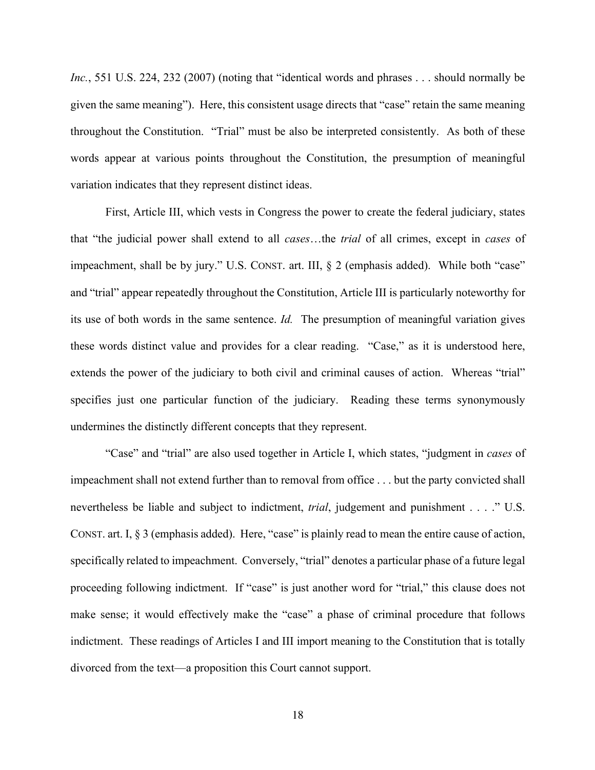*Inc.*, 551 U.S. 224, 232 (2007) (noting that "identical words and phrases . . . should normally be given the same meaning"). Here, this consistent usage directs that "case" retain the same meaning throughout the Constitution. "Trial" must be also be interpreted consistently. As both of these words appear at various points throughout the Constitution, the presumption of meaningful variation indicates that they represent distinct ideas.

First, Article III, which vests in Congress the power to create the federal judiciary, states that "the judicial power shall extend to all *cases*…the *trial* of all crimes, except in *cases* of impeachment, shall be by jury." U.S. CONST. art. III, § 2 (emphasis added). While both "case" and "trial" appear repeatedly throughout the Constitution, Article III is particularly noteworthy for its use of both words in the same sentence. *Id.* The presumption of meaningful variation gives these words distinct value and provides for a clear reading. "Case," as it is understood here, extends the power of the judiciary to both civil and criminal causes of action. Whereas "trial" specifies just one particular function of the judiciary. Reading these terms synonymously undermines the distinctly different concepts that they represent.

"Case" and "trial" are also used together in Article I, which states, "judgment in *cases* of impeachment shall not extend further than to removal from office . . . but the party convicted shall nevertheless be liable and subject to indictment, *trial*, judgement and punishment . . . ." U.S. CONST. art. I, § 3 (emphasis added). Here, "case" is plainly read to mean the entire cause of action, specifically related to impeachment. Conversely, "trial" denotes a particular phase of a future legal proceeding following indictment. If "case" is just another word for "trial," this clause does not make sense; it would effectively make the "case" a phase of criminal procedure that follows indictment. These readings of Articles I and III import meaning to the Constitution that is totally divorced from the text—a proposition this Court cannot support.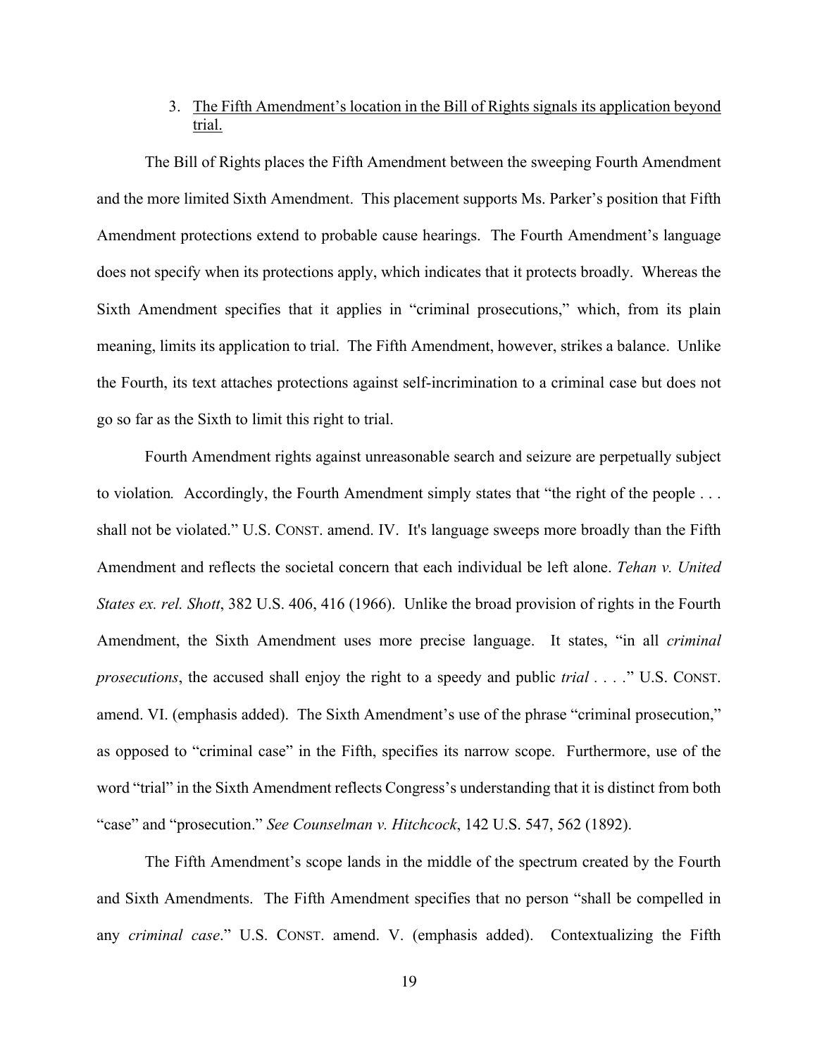### 3. <u>The Fifth Amendment's location in the Bill of Rights signals its application beyond trial.</u>

The Bill of Rights places the Fifth Amendment between the sweeping Fourth Amendment and the more limited Sixth Amendment. This placement supports Ms. Parker's position that Fifth Amendment protections extend to probable cause hearings. The Fourth Amendment's language does not specify when its protections apply, which indicates that it protects broadly. Whereas the Sixth Amendment specifies that it applies in "criminal prosecutions," which, from its plain meaning, limits its application to trial. The Fifth Amendment, however, strikes a balance. Unlike the Fourth, its text attaches protections against self-incrimination to a criminal case but does not go so far as the Sixth to limit this right to trial.

Fourth Amendment rights against unreasonable search and seizure are perpetually subject to violation. Accordingly, the Fourth Amendment simply states that "the right of the people . . . shall not be violated." U.S. CONST. amend. IV. It's language sweeps more broadly than the Fifth Amendment and reflects the societal concern that each individual be left alone. *Tehan v. United States ex rel. Shott*, 382 U.S. 406, 416 (1966). Unlike the broad provision of rights in the Fourth Amendment, the Sixth Amendment uses more precise language. It states, "in all *criminal prosecutions*, the accused shall enjoy the right to a speedy and public *trial* . . . ." U.S. CONST. amend. VI. (emphasis added). The Sixth Amendment's use of the phrase "criminal prosecution," as opposed to "criminal case" in the Fifth, specifies its narrow scope. Furthermore, use of the word "trial" in the Sixth Amendment reflects Congress's understanding that it is distinct from both "case" and "prosecution." *See Counselman v. Hitchcock*, 142 U.S. 547, 562 (1892).

The Fifth Amendment's scope lands in the middle of the spectrum created by the Fourth and Sixth Amendments. The Fifth Amendment specifies that no person "shall be compelled in any *criminal case*." U.S. CONST. amend. V. (emphasis added). Contextualizing the Fifth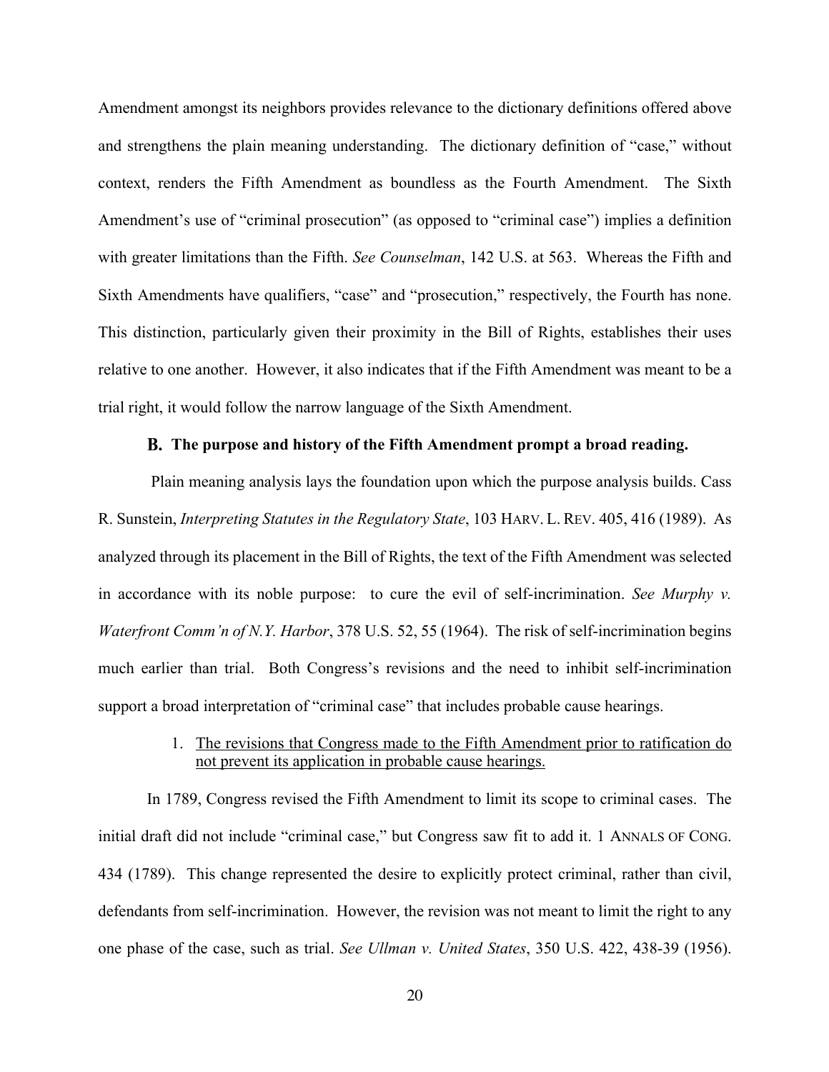Amendment amongst its neighbors provides relevance to the dictionary definitions offered above and strengthens the plain meaning understanding. The dictionary definition of "case," without context, renders the Fifth Amendment as boundless as the Fourth Amendment. The Sixth Amendment's use of "criminal prosecution" (as opposed to "criminal case") implies a definition with greater limitations than the Fifth. *See Counselman*, 142 U.S. at 563. Whereas the Fifth and Sixth Amendments have qualifiers, "case" and "prosecution," respectively, the Fourth has none. This distinction, particularly given their proximity in the Bill of Rights, establishes their uses relative to one another. However, it also indicates that if the Fifth Amendment was meant to be a trial right, it would follow the narrow language of the Sixth Amendment.

### B. The purpose and history of the Fifth Amendment prompt a broad reading.

Plain meaning analysis lays the foundation upon which the purpose analysis builds. Cass R. Sunstein, *Interpreting Statutes in the Regulatory State*, 103 HARV. L. REV. 405, 416 (1989). As analyzed through its placement in the Bill of Rights, the text of the Fifth Amendment was selected in accordance with its noble purpose: to cure the evil of self-incrimination. *See Murphy v. Waterfront Comm'n of N.Y. Harbor*, 378 U.S. 52, 55 (1964). The risk of self-incrimination begins much earlier than trial. Both Congress's revisions and the need to inhibit self-incrimination support a broad interpretation of "criminal case" that includes probable cause hearings.

1. <u>The revisions that Congress made to the Fifth Amendment prior to ratification do not prevent its application in probable cause hearings.</u>

In 1789, Congress revised the Fifth Amendment to limit its scope to criminal cases. The initial draft did not include "criminal case," but Congress saw fit to add it. 1 ANNALS OF CONG. 434 (1789). This change represented the desire to explicitly protect criminal, rather than civil, defendants from self-incrimination. However, the revision was not meant to limit the right to any one phase of the case, such as trial. *See Ullman v. United States*, 350 U.S. 422, 438-39 (1956).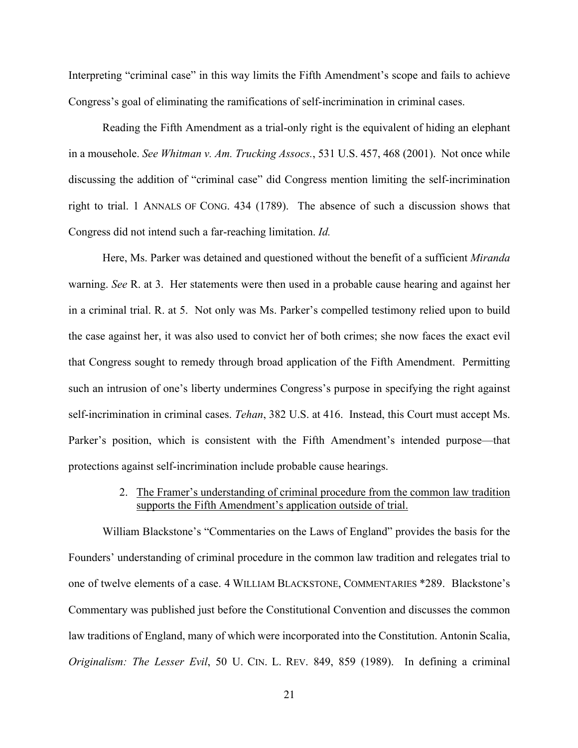Interpreting "criminal case" in this way limits the Fifth Amendment's scope and fails to achieve Congress's goal of eliminating the ramifications of self-incrimination in criminal cases.

Reading the Fifth Amendment as a trial-only right is the equivalent of hiding an elephant in a mousehole. *See Whitman v. Am. Trucking Assocs.*, 531 U.S. 457, 468 (2001). Not once while discussing the addition of "criminal case" did Congress mention limiting the self-incrimination right to trial. 1 ANNALS OF CONG. 434 (1789). The absence of such a discussion shows that Congress did not intend such a far-reaching limitation. *Id.*

Here, Ms. Parker was detained and questioned without the benefit of a sufficient *Miranda* warning. *See* R. at 3. Her statements were then used in a probable cause hearing and against her in a criminal trial. R. at 5. Not only was Ms. Parker's compelled testimony relied upon to build the case against her, it was also used to convict her of both crimes; she now faces the exact evil that Congress sought to remedy through broad application of the Fifth Amendment. Permitting such an intrusion of one's liberty undermines Congress's purpose in specifying the right against self-incrimination in criminal cases. *Tehan*, 382 U.S. at 416. Instead, this Court must accept Ms. Parker's position, which is consistent with the Fifth Amendment's intended purpose—that protections against self-incrimination include probable cause hearings.

2. <u>The Framer's understanding of criminal procedure from the common law tradition supports the Fifth Amendment's application outside of trial.</u>

William Blackstone's "Commentaries on the Laws of England" provides the basis for the Founders' understanding of criminal procedure in the common law tradition and relegates trial to one of twelve elements of a case. 4 WILLIAM BLACKSTONE, COMMENTARIES *289. Blackstone's Commentary was published just before the Constitutional Convention and discusses the common law traditions of England, many of which were incorporated into the Constitution. Antonin Scalia, *Originalism: The Lesser Evil*, 50 U. CIN. L. REV. 849, 859 (1989). In defining a criminal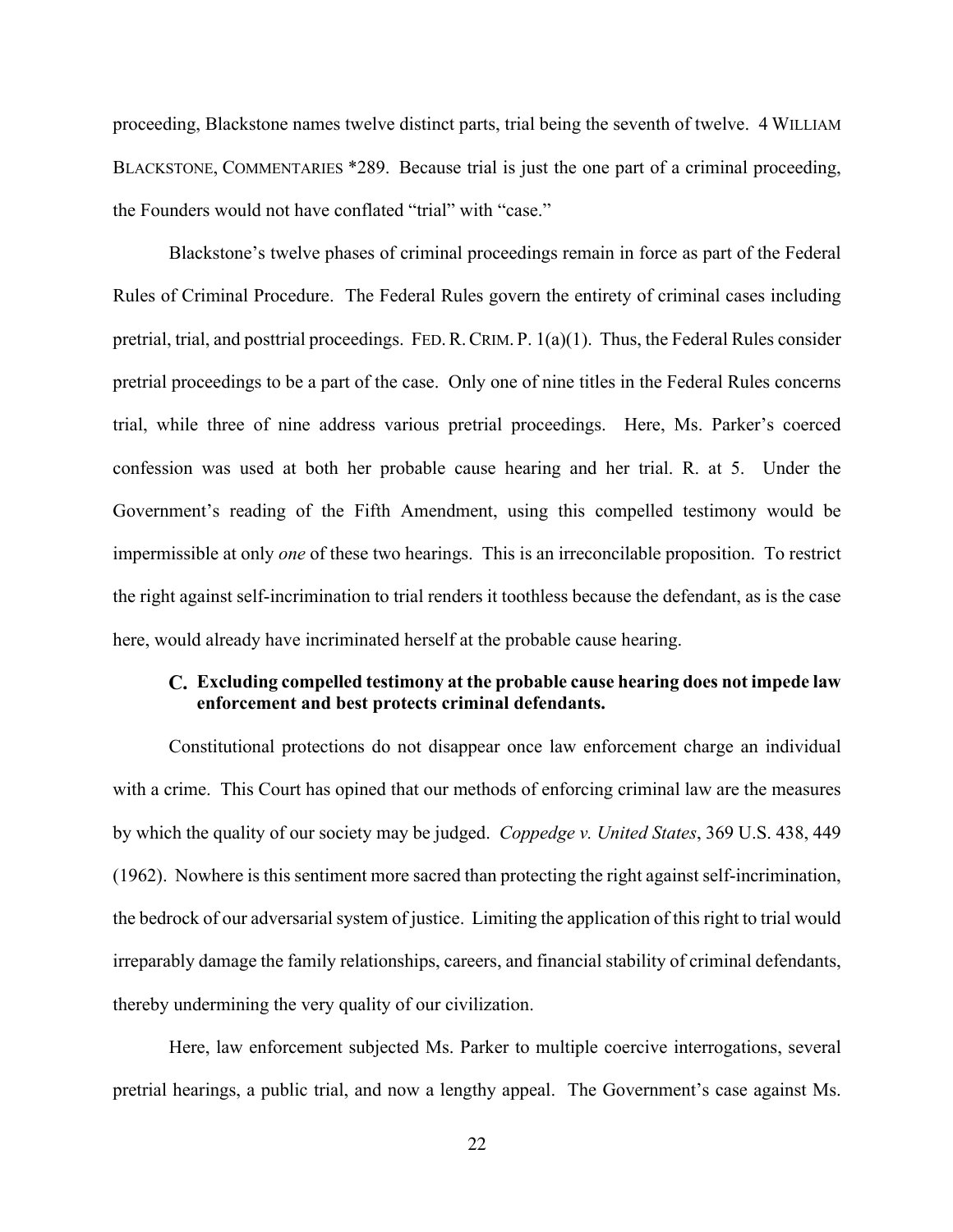proceeding, Blackstone names twelve distinct parts, trial being the seventh of twelve. 4 WILLIAM BLACKSTONE, COMMENTARIES *289. Because trial is just the one part of a criminal proceeding, the Founders would not have conflated "trial" with "case."

Blackstone's twelve phases of criminal proceedings remain in force as part of the Federal Rules of Criminal Procedure. The Federal Rules govern the entirety of criminal cases including pretrial, trial, and posttrial proceedings. FED. R. CRIM. P. 1(a)(1). Thus, the Federal Rules consider pretrial proceedings to be a part of the case. Only one of nine titles in the Federal Rules concerns trial, while three of nine address various pretrial proceedings. Here, Ms. Parker's coerced confession was used at both her probable cause hearing and her trial. R. at 5. Under the Government's reading of the Fifth Amendment, using this compelled testimony would be impermissible at only *one* of these two hearings. This is an irreconcilable proposition. To restrict the right against self-incrimination to trial renders it toothless because the defendant, as is the case here, would already have incriminated herself at the probable cause hearing.

### C. Excluding compelled testimony at the probable cause hearing does not impede law enforcement and best protects criminal defendants.

Constitutional protections do not disappear once law enforcement charge an individual with a crime. This Court has opined that our methods of enforcing criminal law are the measures by which the quality of our society may be judged. *Coppedge v. United States*, 369 U.S. 438, 449 (1962). Nowhere is this sentiment more sacred than protecting the right against self-incrimination, the bedrock of our adversarial system of justice. Limiting the application of this right to trial would irreparably damage the family relationships, careers, and financial stability of criminal defendants, thereby undermining the very quality of our civilization.

Here, law enforcement subjected Ms. Parker to multiple coercive interrogations, several pretrial hearings, a public trial, and now a lengthy appeal. The Government's case against Ms.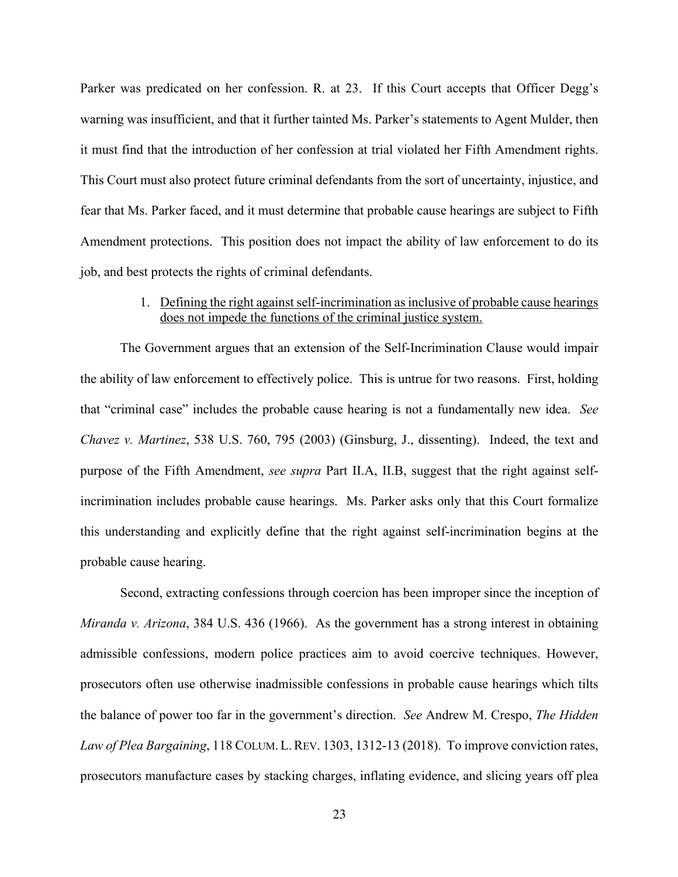Parker was predicated on her confession. R. at 23. If this Court accepts that Officer Degg's warning was insufficient, and that it further tainted Ms. Parker's statements to Agent Mulder, then it must find that the introduction of her confession at trial violated her Fifth Amendment rights. This Court must also protect future criminal defendants from the sort of uncertainty, injustice, and fear that Ms. Parker faced, and it must determine that probable cause hearings are subject to Fifth Amendment protections. This position does not impact the ability of law enforcement to do its job, and best protects the rights of criminal defendants.

1. <u>Defining the right against self-incrimination as inclusive of probable cause hearings does not impede the functions of the criminal justice system.</u>

The Government argues that an extension of the Self-Incrimination Clause would impair the ability of law enforcement to effectively police. This is untrue for two reasons. First, holding that "criminal case" includes the probable cause hearing is not a fundamentally new idea. *See Chavez v. Martinez*, 538 U.S. 760, 795 (2003) (Ginsburg, J., dissenting). Indeed, the text and purpose of the Fifth Amendment, *see supra* Part II.A, II.B, suggest that the right against self-incrimination includes probable cause hearings. Ms. Parker asks only that this Court formalize this understanding and explicitly define that the right against self-incrimination begins at the probable cause hearing.

Second, extracting confessions through coercion has been improper since the inception of *Miranda v. Arizona*, 384 U.S. 436 (1966). As the government has a strong interest in obtaining admissible confessions, modern police practices aim to avoid coercive techniques. However, prosecutors often use otherwise inadmissible confessions in probable cause hearings which tilts the balance of power too far in the government's direction. *See* Andrew M. Crespo, *The Hidden Law of Plea Bargaining*, 118 COLUM. L. REV. 1303, 1312-13 (2018). To improve conviction rates, prosecutors manufacture cases by stacking charges, inflating evidence, and slicing years off plea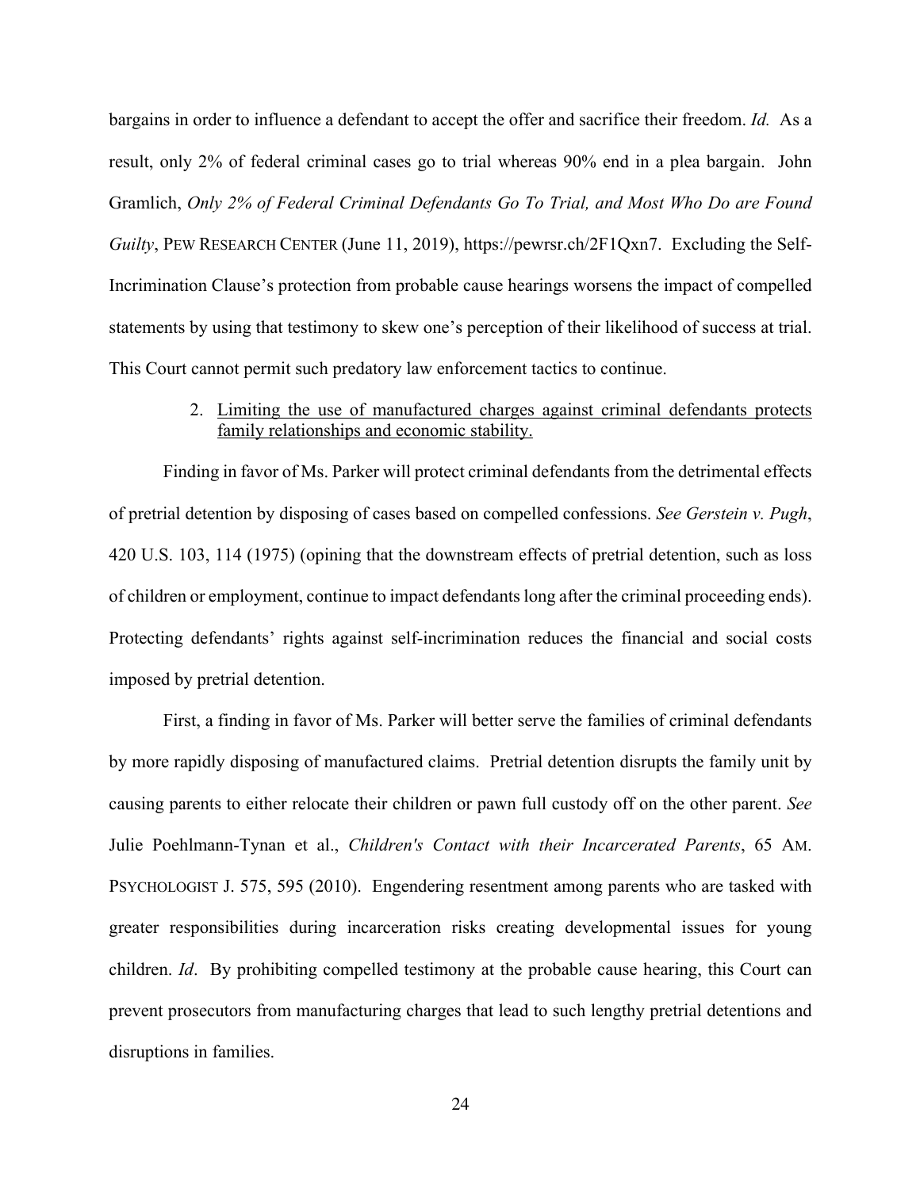bargains in order to influence a defendant to accept the offer and sacrifice their freedom. *Id.* As a result, only 2% of federal criminal cases go to trial whereas 90% end in a plea bargain. John Gramlich, *Only 2% of Federal Criminal Defendants Go To Trial, and Most Who Do are Found Guilty*, PEW RESEARCH CENTER (June 11, 2019), https://pewrsr.ch/2F1Qxn7. Excluding the Self-Incrimination Clause's protection from probable cause hearings worsens the impact of compelled statements by using that testimony to skew one's perception of their likelihood of success at trial. This Court cannot permit such predatory law enforcement tactics to continue.

2. <u>Limiting the use of manufactured charges against criminal defendants protects family relationships and economic stability.</u>

Finding in favor of Ms. Parker will protect criminal defendants from the detrimental effects of pretrial detention by disposing of cases based on compelled confessions. *See Gerstein v. Pugh*, 420 U.S. 103, 114 (1975) (opining that the downstream effects of pretrial detention, such as loss of children or employment, continue to impact defendants long after the criminal proceeding ends). Protecting defendants' rights against self-incrimination reduces the financial and social costs imposed by pretrial detention.

First, a finding in favor of Ms. Parker will better serve the families of criminal defendants by more rapidly disposing of manufactured claims. Pretrial detention disrupts the family unit by causing parents to either relocate their children or pawn full custody off on the other parent. *See* Julie Poehlmann-Tynan et al., *Children's Contact with their Incarcerated Parents*, 65 AM. PSYCHOLOGIST J. 575, 595 (2010). Engendering resentment among parents who are tasked with greater responsibilities during incarceration risks creating developmental issues for young children. *Id*. By prohibiting compelled testimony at the probable cause hearing, this Court can prevent prosecutors from manufacturing charges that lead to such lengthy pretrial detentions and disruptions in families.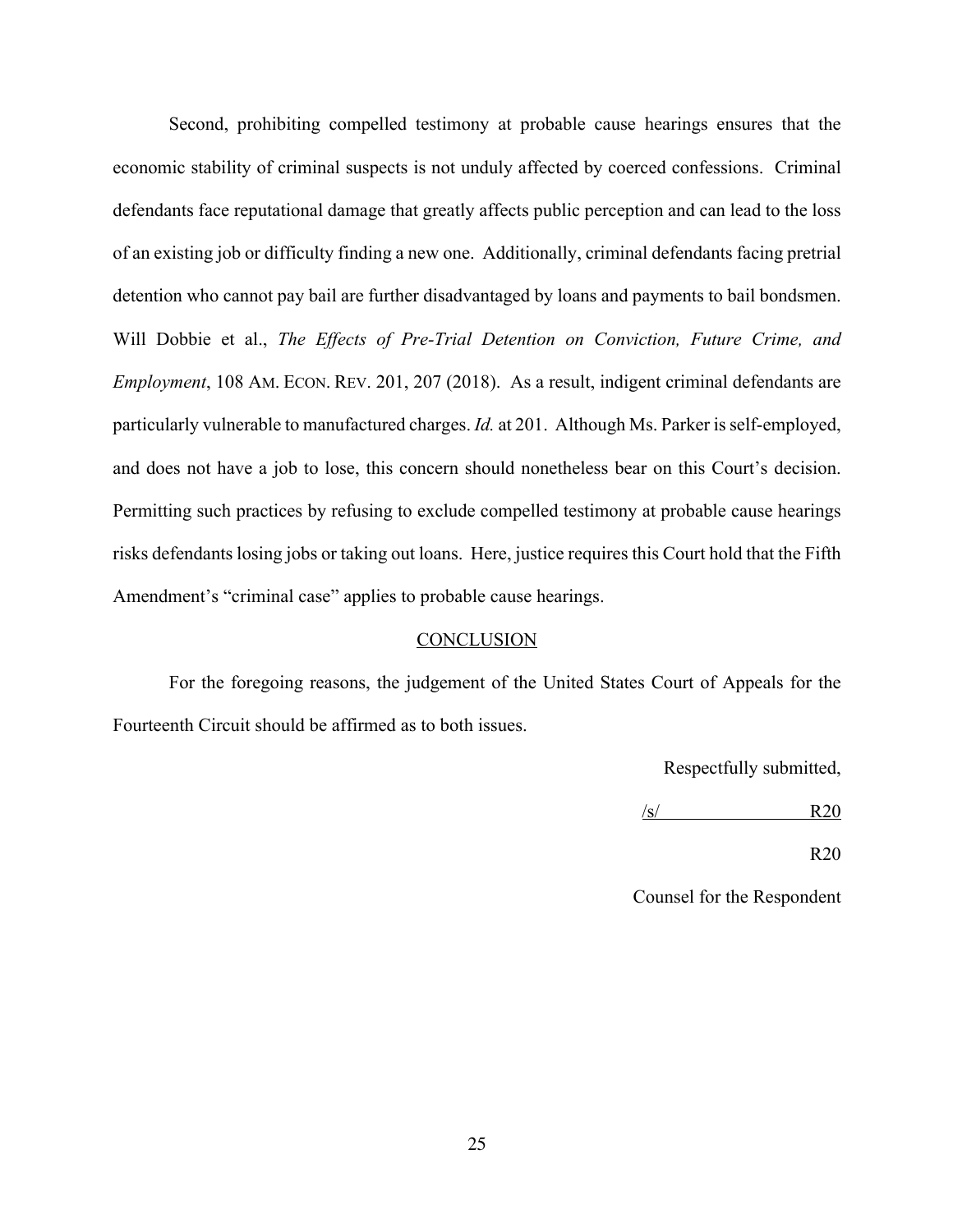Second, prohibiting compelled testimony at probable cause hearings ensures that the economic stability of criminal suspects is not unduly affected by coerced confessions. Criminal defendants face reputational damage that greatly affects public perception and can lead to the loss of an existing job or difficulty finding a new one. Additionally, criminal defendants facing pretrial detention who cannot pay bail are further disadvantaged by loans and payments to bail bondsmen. Will Dobbie et al., *The Effects of Pre-Trial Detention on Conviction, Future Crime, and Employment*, 108 AM. ECON. REV. 201, 207 (2018). As a result, indigent criminal defendants are particularly vulnerable to manufactured charges. *Id.* at 201. Although Ms. Parker is self-employed, and does not have a job to lose, this concern should nonetheless bear on this Court's decision. Permitting such practices by refusing to exclude compelled testimony at probable cause hearings risks defendants losing jobs or taking out loans. Here, justice requires this Court hold that the Fifth Amendment's "criminal case" applies to probable cause hearings.

## CONCLUSION

For the foregoing reasons, the judgement of the United States Court of Appeals for the Fourteenth Circuit should be affirmed as to both issues.

Respectfully submitted,

/s/ R20

R20

Counsel for the Respondent